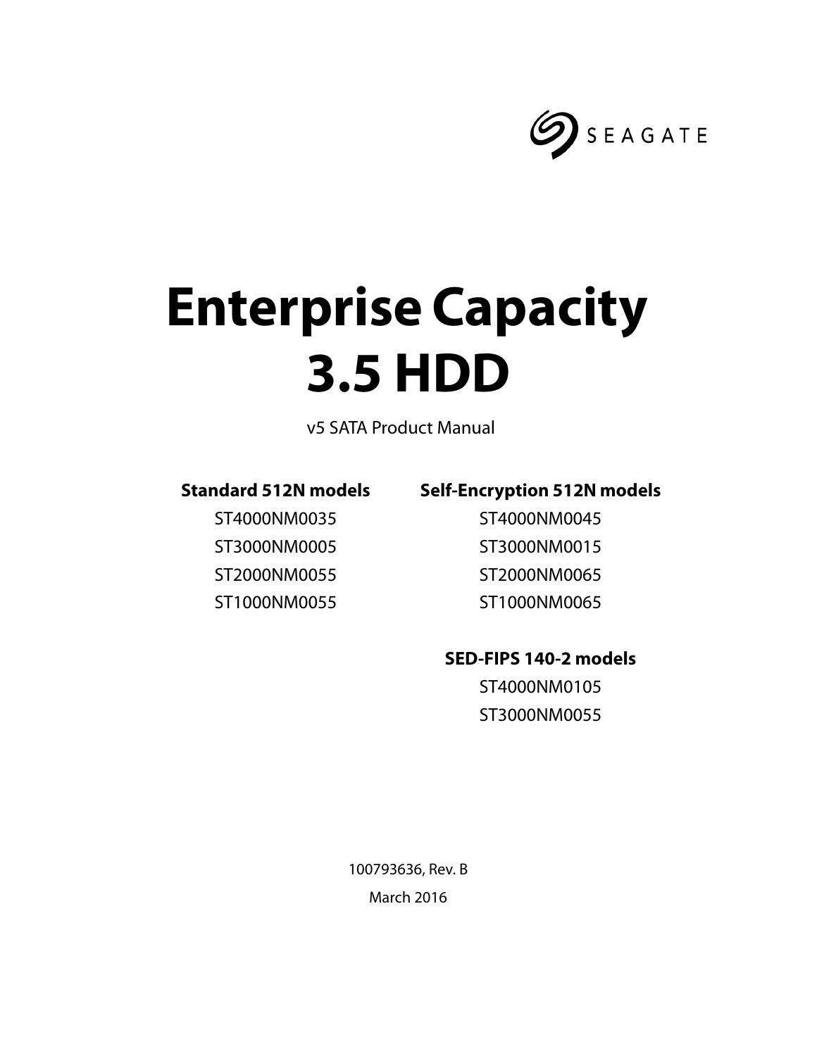SEAGATE

# Enterprise Capacity 3.5 HDD

v5 SATA Product Manual

**Standard 512N models**

ST4000NM0035

ST3000NM0005

ST2000NM0055

ST1000NM0055

**Self-Encryption 512N models**

ST4000NM0045

ST3000NM0015

ST2000NM0065

ST1000NM0065

**SED-FIPS 140-2 models**

ST4000NM0105

ST3000NM0055

100793636, Rev. B

March 2016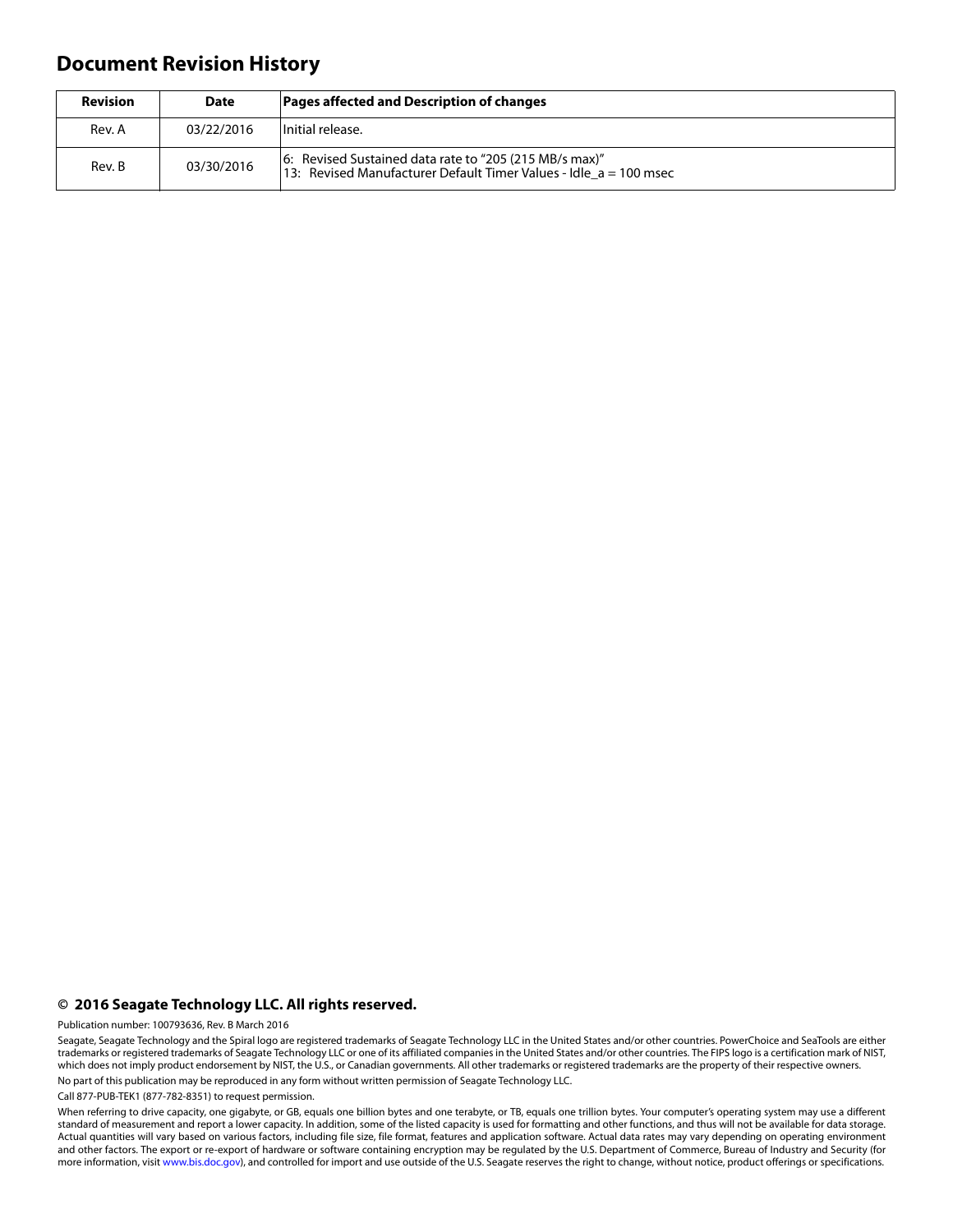# Document Revision History

| Revision | Date | Pages affected and Description of changes |
|---|---|---|
| Rev. A | 03/22/2016 | Initial release. |
| Rev. B | 03/30/2016 | 6: Revised Sustained data rate to "205 (215 MB/s max)"<br>13: Revised Manufacturer Default Timer Values - Idle_a = 100 msec |

## © 2016 Seagate Technology LLC. All rights reserved.

Publication number: 100793636, Rev. B March 2016

Seagate, Seagate Technology and the Spiral logo are registered trademarks of Seagate Technology LLC in the United States and/or other countries. PowerChoice and SeaTools are either trademarks or registered trademarks of Seagate Technology LLC or one of its affiliated companies in the United States and/or other countries. The FIPS logo is a certification mark of NIST, which does not imply product endorsement by NIST, the U.S., or Canadian governments. All other trademarks or registered trademarks are the property of their respective owners.

No part of this publication may be reproduced in any form without written permission of Seagate Technology LLC.

Call 877-PUB-TEK1 (877-782-8351) to request permission.

When referring to drive capacity, one gigabyte, or GB, equals one billion bytes and one terabyte, or TB, equals one trillion bytes. Your computer's operating system may use a different standard of measurement and report a lower capacity. In addition, some of the listed capacity is used for formatting and other functions, and thus will not be available for data storage. Actual quantities will vary based on various factors, including file size, file format, features and application software. Actual data rates may vary depending on operating environment and other factors. The export or re-export of hardware or software containing encryption may be regulated by the U.S. Department of Commerce, Bureau of Industry and Security (for more information, visit www.bis.doc.gov), and controlled for import and use outside of the U.S. Seagate reserves the right to change, without notice, product offerings or specifications.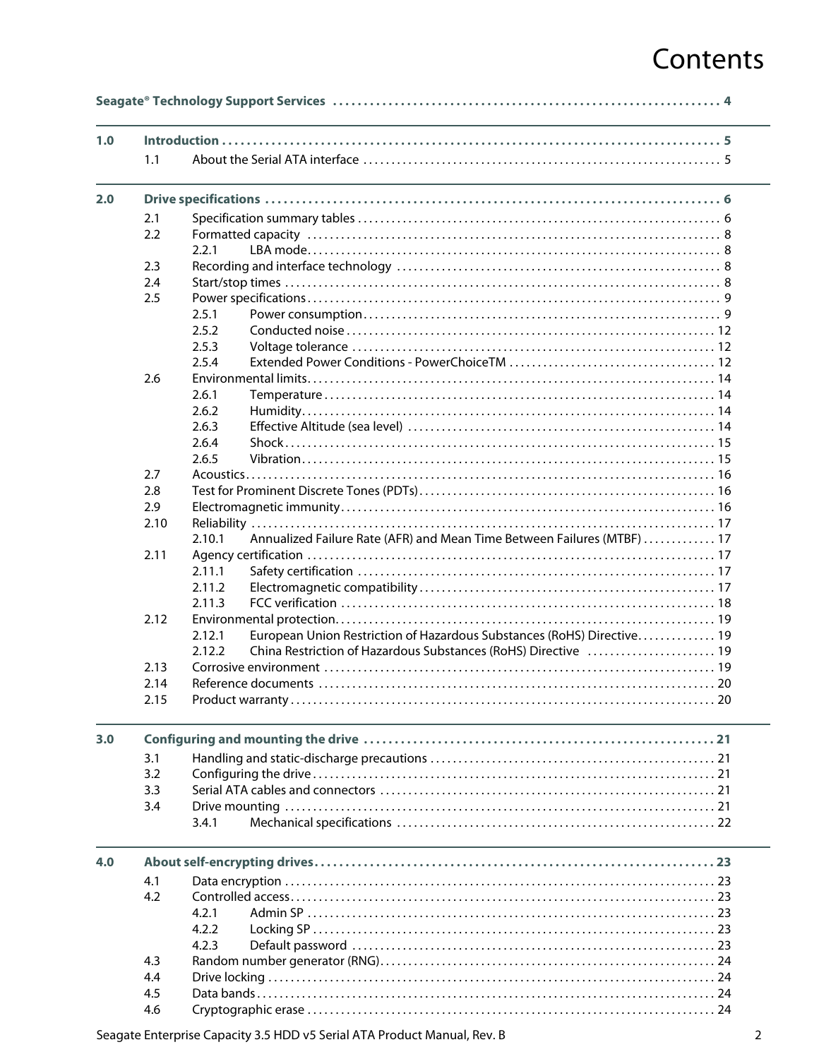# Contents

**Seagate® Technology Support Services** . . . . . . . . . . . . . . . . . . . . . . . . . . . . . . . . . . . . . . . . . . . . . . . . . . . . . . . . . . . . . . . . 4

**1.0 Introduction** . . . . . . . . . . . . . . . . . . . . . . . . . . . . . . . . . . . . . . . . . . . . . . . . . . . . . . . . . . . . . . . . . . . . . . . . . . . . . 5
- 1.1 About the Serial ATA interface . . . . . . . . . . . . . . . . . . . . . . . . . . . . . . . . . . . . . . . . . . . . . . . . . . . . . . . . . . . . . 5

**2.0 Drive specifications** . . . . . . . . . . . . . . . . . . . . . . . . . . . . . . . . . . . . . . . . . . . . . . . . . . . . . . . . . . . . . . . . . . . . . 6
- 2.1 Specification summary tables . . . . . . . . . . . . . . . . . . . . . . . . . . . . . . . . . . . . . . . . . . . . . . . . . . . . . . . . . . . . . 6
- 2.2 Formatted capacity . . . . . . . . . . . . . . . . . . . . . . . . . . . . . . . . . . . . . . . . . . . . . . . . . . . . . . . . . . . . . . . . . . . . . 8
  - 2.2.1 LBA mode. . . . . . . . . . . . . . . . . . . . . . . . . . . . . . . . . . . . . . . . . . . . . . . . . . . . . . . . . . . . . . . . . . . . . . 8
- 2.3 Recording and interface technology . . . . . . . . . . . . . . . . . . . . . . . . . . . . . . . . . . . . . . . . . . . . . . . . . . . . . . . 8
- 2.4 Start/stop times . . . . . . . . . . . . . . . . . . . . . . . . . . . . . . . . . . . . . . . . . . . . . . . . . . . . . . . . . . . . . . . . . . . . . . . . 8
- 2.5 Power specifications . . . . . . . . . . . . . . . . . . . . . . . . . . . . . . . . . . . . . . . . . . . . . . . . . . . . . . . . . . . . . . . . . . . . 9
  - 2.5.1 Power consumption . . . . . . . . . . . . . . . . . . . . . . . . . . . . . . . . . . . . . . . . . . . . . . . . . . . . . . . . . . . . . . 9
  - 2.5.2 Conducted noise . . . . . . . . . . . . . . . . . . . . . . . . . . . . . . . . . . . . . . . . . . . . . . . . . . . . . . . . . . . . . . . 12
  - 2.5.3 Voltage tolerance . . . . . . . . . . . . . . . . . . . . . . . . . . . . . . . . . . . . . . . . . . . . . . . . . . . . . . . . . . . . . . 12
  - 2.5.4 Extended Power Conditions - PowerChoiceTM . . . . . . . . . . . . . . . . . . . . . . . . . . . . . . . . . . . . . 12
- 2.6 Environmental limits. . . . . . . . . . . . . . . . . . . . . . . . . . . . . . . . . . . . . . . . . . . . . . . . . . . . . . . . . . . . . . . . . . . 14
  - 2.6.1 Temperature . . . . . . . . . . . . . . . . . . . . . . . . . . . . . . . . . . . . . . . . . . . . . . . . . . . . . . . . . . . . . . . . . . 14
  - 2.6.2 Humidity. . . . . . . . . . . . . . . . . . . . . . . . . . . . . . . . . . . . . . . . . . . . . . . . . . . . . . . . . . . . . . . . . . . . . 14
  - 2.6.3 Effective Altitude (sea level) . . . . . . . . . . . . . . . . . . . . . . . . . . . . . . . . . . . . . . . . . . . . . . . . . . . . . 14
  - 2.6.4 Shock . . . . . . . . . . . . . . . . . . . . . . . . . . . . . . . . . . . . . . . . . . . . . . . . . . . . . . . . . . . . . . . . . . . . . . . 15
  - 2.6.5 Vibration. . . . . . . . . . . . . . . . . . . . . . . . . . . . . . . . . . . . . . . . . . . . . . . . . . . . . . . . . . . . . . . . . . . . . 15
- 2.7 Acoustics . . . . . . . . . . . . . . . . . . . . . . . . . . . . . . . . . . . . . . . . . . . . . . . . . . . . . . . . . . . . . . . . . . . . . . . . . . . . 16
- 2.8 Test for Prominent Discrete Tones (PDTs) . . . . . . . . . . . . . . . . . . . . . . . . . . . . . . . . . . . . . . . . . . . . . . . . . . 16
- 2.9 Electromagnetic immunity . . . . . . . . . . . . . . . . . . . . . . . . . . . . . . . . . . . . . . . . . . . . . . . . . . . . . . . . . . . . . . . 16
- 2.10 Reliability . . . . . . . . . . . . . . . . . . . . . . . . . . . . . . . . . . . . . . . . . . . . . . . . . . . . . . . . . . . . . . . . . . . . . . . . . . . 17
  - 2.10.1 Annualized Failure Rate (AFR) and Mean Time Between Failures (MTBF) . . . . . . . . . . . . . 17
- 2.11 Agency certification . . . . . . . . . . . . . . . . . . . . . . . . . . . . . . . . . . . . . . . . . . . . . . . . . . . . . . . . . . . . . . . . . . 17
  - 2.11.1 Safety certification . . . . . . . . . . . . . . . . . . . . . . . . . . . . . . . . . . . . . . . . . . . . . . . . . . . . . . . . . . . . . 17
  - 2.11.2 Electromagnetic compatibility . . . . . . . . . . . . . . . . . . . . . . . . . . . . . . . . . . . . . . . . . . . . . . . . . . . 17
  - 2.11.3 FCC verification . . . . . . . . . . . . . . . . . . . . . . . . . . . . . . . . . . . . . . . . . . . . . . . . . . . . . . . . . . . . . . . 18
- 2.12 Environmental protection. . . . . . . . . . . . . . . . . . . . . . . . . . . . . . . . . . . . . . . . . . . . . . . . . . . . . . . . . . . . . . 19
  - 2.12.1 European Union Restriction of Hazardous Substances (RoHS) Directive. . . . . . . . . . . . . . 19
  - 2.12.2 China Restriction of Hazardous Substances (RoHS) Directive . . . . . . . . . . . . . . . . . . . . . . . 19
- 2.13 Corrosive environment . . . . . . . . . . . . . . . . . . . . . . . . . . . . . . . . . . . . . . . . . . . . . . . . . . . . . . . . . . . . . . . . 19
- 2.14 Reference documents . . . . . . . . . . . . . . . . . . . . . . . . . . . . . . . . . . . . . . . . . . . . . . . . . . . . . . . . . . . . . . . . . 20
- 2.15 Product warranty . . . . . . . . . . . . . . . . . . . . . . . . . . . . . . . . . . . . . . . . . . . . . . . . . . . . . . . . . . . . . . . . . . . . . 20

**3.0 Configuring and mounting the drive** . . . . . . . . . . . . . . . . . . . . . . . . . . . . . . . . . . . . . . . . . . . . . . . . . . . . . 21
- 3.1 Handling and static-discharge precautions . . . . . . . . . . . . . . . . . . . . . . . . . . . . . . . . . . . . . . . . . . . . . . . . . 21
- 3.2 Configuring the drive . . . . . . . . . . . . . . . . . . . . . . . . . . . . . . . . . . . . . . . . . . . . . . . . . . . . . . . . . . . . . . . . . . . 21
- 3.3 Serial ATA cables and connectors . . . . . . . . . . . . . . . . . . . . . . . . . . . . . . . . . . . . . . . . . . . . . . . . . . . . . . . . 21
- 3.4 Drive mounting . . . . . . . . . . . . . . . . . . . . . . . . . . . . . . . . . . . . . . . . . . . . . . . . . . . . . . . . . . . . . . . . . . . . . . . 21
  - 3.4.1 Mechanical specifications . . . . . . . . . . . . . . . . . . . . . . . . . . . . . . . . . . . . . . . . . . . . . . . . . . . . . . . 22

**4.0 About self-encrypting drives** . . . . . . . . . . . . . . . . . . . . . . . . . . . . . . . . . . . . . . . . . . . . . . . . . . . . . . . . . . . . 23
- 4.1 Data encryption . . . . . . . . . . . . . . . . . . . . . . . . . . . . . . . . . . . . . . . . . . . . . . . . . . . . . . . . . . . . . . . . . . . . . . . 23
- 4.2 Controlled access . . . . . . . . . . . . . . . . . . . . . . . . . . . . . . . . . . . . . . . . . . . . . . . . . . . . . . . . . . . . . . . . . . . . . . 23
  - 4.2.1 Admin SP . . . . . . . . . . . . . . . . . . . . . . . . . . . . . . . . . . . . . . . . . . . . . . . . . . . . . . . . . . . . . . . . . . . . 23
  - 4.2.2 Locking SP . . . . . . . . . . . . . . . . . . . . . . . . . . . . . . . . . . . . . . . . . . . . . . . . . . . . . . . . . . . . . . . . . . . 23
  - 4.2.3 Default password . . . . . . . . . . . . . . . . . . . . . . . . . . . . . . . . . . . . . . . . . . . . . . . . . . . . . . . . . . . . . 23
- 4.3 Random number generator (RNG). . . . . . . . . . . . . . . . . . . . . . . . . . . . . . . . . . . . . . . . . . . . . . . . . . . . . . . . 24
- 4.4 Drive locking . . . . . . . . . . . . . . . . . . . . . . . . . . . . . . . . . . . . . . . . . . . . . . . . . . . . . . . . . . . . . . . . . . . . . . . . . 24
- 4.5 Data bands . . . . . . . . . . . . . . . . . . . . . . . . . . . . . . . . . . . . . . . . . . . . . . . . . . . . . . . . . . . . . . . . . . . . . . . . . . . 24
- 4.6 Cryptographic erase . . . . . . . . . . . . . . . . . . . . . . . . . . . . . . . . . . . . . . . . . . . . . . . . . . . . . . . . . . . . . . . . . . . 24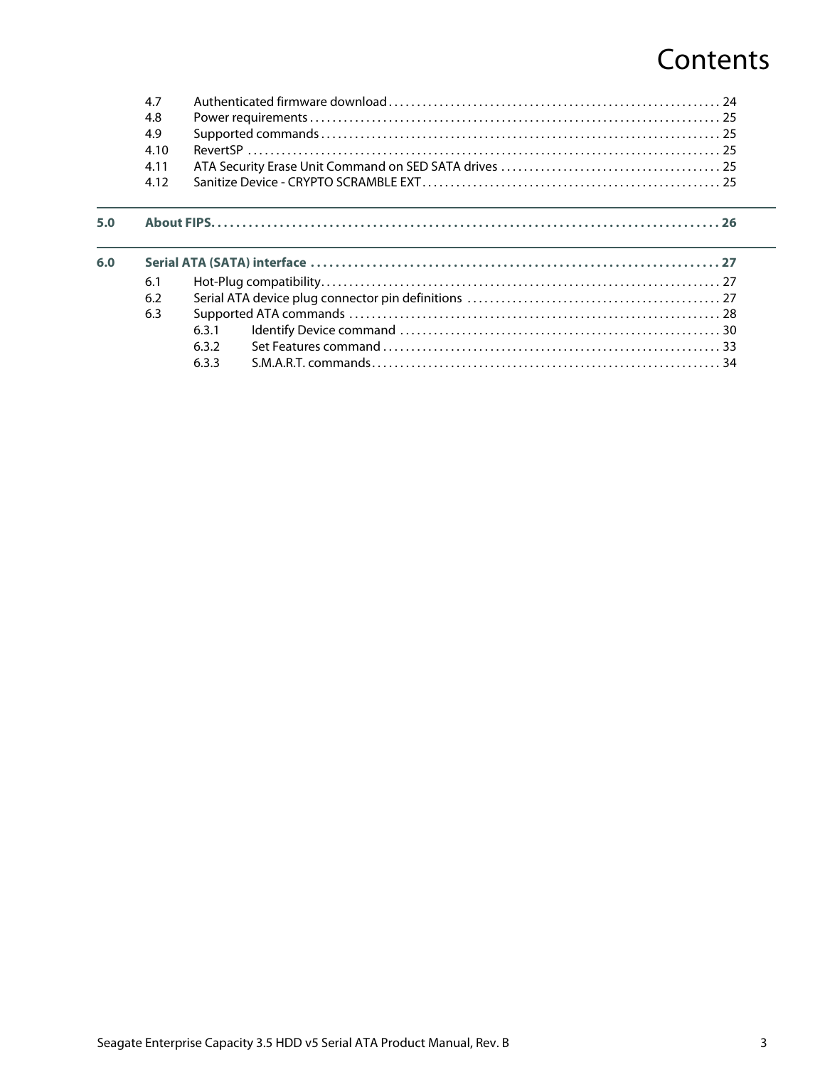# Contents

| | | | |
|---|---|---|---|
| 4.7 | Authenticated firmware download | | 24 |
| 4.8 | Power requirements | | 25 |
| 4.9 | Supported commands | | 25 |
| 4.10 | RevertSP | | 25 |
| 4.11 | ATA Security Erase Unit Command on SED SATA drives | | 25 |
| 4.12 | Sanitize Device - CRYPTO SCRAMBLE EXT | | 25 |

**5.0 About FIPS** . . . . . . . . . . **26**

**6.0 Serial ATA (SATA) interface** . . . . . . . . . . **27**

| | | | |
|---|---|---|---|
| 6.1 | Hot-Plug compatibility | | 27 |
| 6.2 | Serial ATA device plug connector pin definitions | | 27 |
| 6.3 | Supported ATA commands | | 28 |
| | 6.3.1 | Identify Device command | 30 |
| | 6.3.2 | Set Features command | 33 |
| | 6.3.3 | S.M.A.R.T. commands | 34 |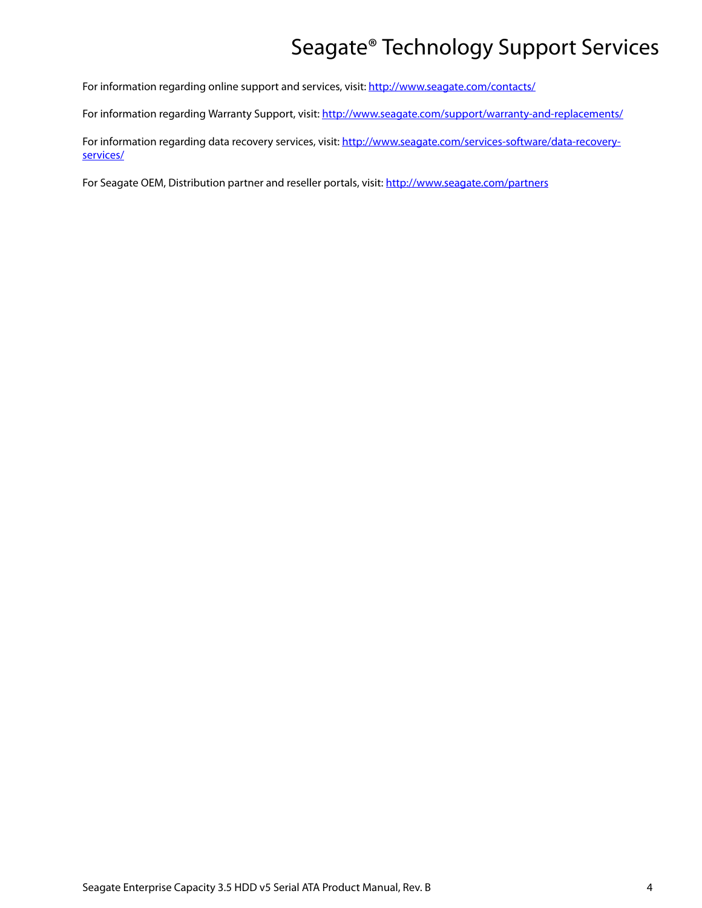# Seagate® Technology Support Services

For information regarding online support and services, visit: http://www.seagate.com/contacts/

For information regarding Warranty Support, visit: http://www.seagate.com/support/warranty-and-replacements/

For information regarding data recovery services, visit: http://www.seagate.com/services-software/data-recovery-services/

For Seagate OEM, Distribution partner and reseller portals, visit: http://www.seagate.com/partners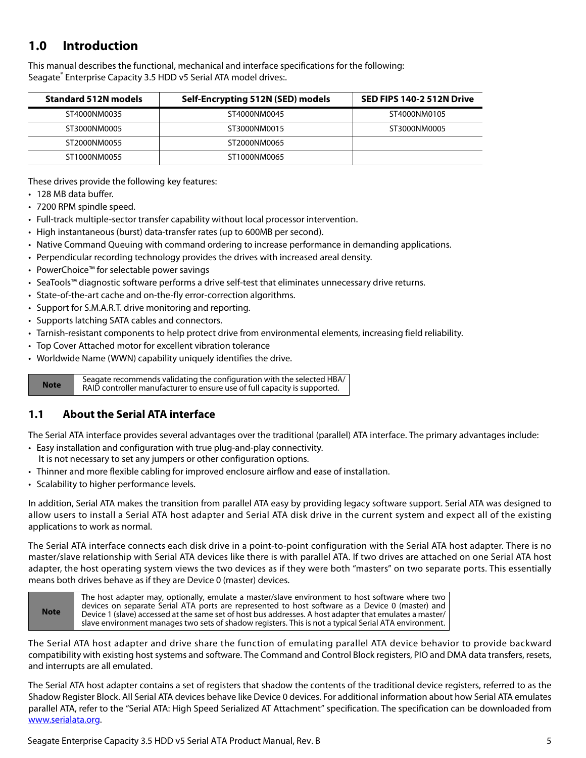# 1.0 Introduction

This manual describes the functional, mechanical and interface specifications for the following:
Seagate® Enterprise Capacity 3.5 HDD v5 Serial ATA model drives:.

| Standard 512N models | Self-Encrypting 512N (SED) models | SED FIPS 140-2 512N Drive |
|---|---|---|
| ST4000NM0035 | ST4000NM0045 | ST4000NM0105 |
| ST3000NM0005 | ST3000NM0015 | ST3000NM0005 |
| ST2000NM0055 | ST2000NM0065 | |
| ST1000NM0055 | ST1000NM0065 | |

These drives provide the following key features:

- 128 MB data buffer.
- 7200 RPM spindle speed.
- Full-track multiple-sector transfer capability without local processor intervention.
- High instantaneous (burst) data-transfer rates (up to 600MB per second).
- Native Command Queuing with command ordering to increase performance in demanding applications.
- Perpendicular recording technology provides the drives with increased areal density.
- PowerChoice™ for selectable power savings
- SeaTools™ diagnostic software performs a drive self-test that eliminates unnecessary drive returns.
- State-of-the-art cache and on-the-fly error-correction algorithms.
- Support for S.M.A.R.T. drive monitoring and reporting.
- Supports latching SATA cables and connectors.
- Tarnish-resistant components to help protect drive from environmental elements, increasing field reliability.
- Top Cover Attached motor for excellent vibration tolerance
- Worldwide Name (WWN) capability uniquely identifies the drive.

| Note | Seagate recommends validating the configuration with the selected HBA/ RAID controller manufacturer to ensure use of full capacity is supported. |
|---|---|

## 1.1 About the Serial ATA interface

The Serial ATA interface provides several advantages over the traditional (parallel) ATA interface. The primary advantages include:

- Easy installation and configuration with true plug-and-play connectivity.
  It is not necessary to set any jumpers or other configuration options.
- Thinner and more flexible cabling for improved enclosure airflow and ease of installation.
- Scalability to higher performance levels.

In addition, Serial ATA makes the transition from parallel ATA easy by providing legacy software support. Serial ATA was designed to allow users to install a Serial ATA host adapter and Serial ATA disk drive in the current system and expect all of the existing applications to work as normal.

The Serial ATA interface connects each disk drive in a point-to-point configuration with the Serial ATA host adapter. There is no master/slave relationship with Serial ATA devices like there is with parallel ATA. If two drives are attached on one Serial ATA host adapter, the host operating system views the two devices as if they were both "masters" on two separate ports. This essentially means both drives behave as if they are Device 0 (master) devices.

| Note | The host adapter may, optionally, emulate a master/slave environment to host software where two devices on separate Serial ATA ports are represented to host software as a Device 0 (master) and Device 1 (slave) accessed at the same set of host bus addresses. A host adapter that emulates a master/ slave environment manages two sets of shadow registers. This is not a typical Serial ATA environment. |
|---|---|

The Serial ATA host adapter and drive share the function of emulating parallel ATA device behavior to provide backward compatibility with existing host systems and software. The Command and Control Block registers, PIO and DMA data transfers, resets, and interrupts are all emulated.

The Serial ATA host adapter contains a set of registers that shadow the contents of the traditional device registers, referred to as the Shadow Register Block. All Serial ATA devices behave like Device 0 devices. For additional information about how Serial ATA emulates parallel ATA, refer to the "Serial ATA: High Speed Serialized AT Attachment" specification. The specification can be downloaded from www.serialata.org.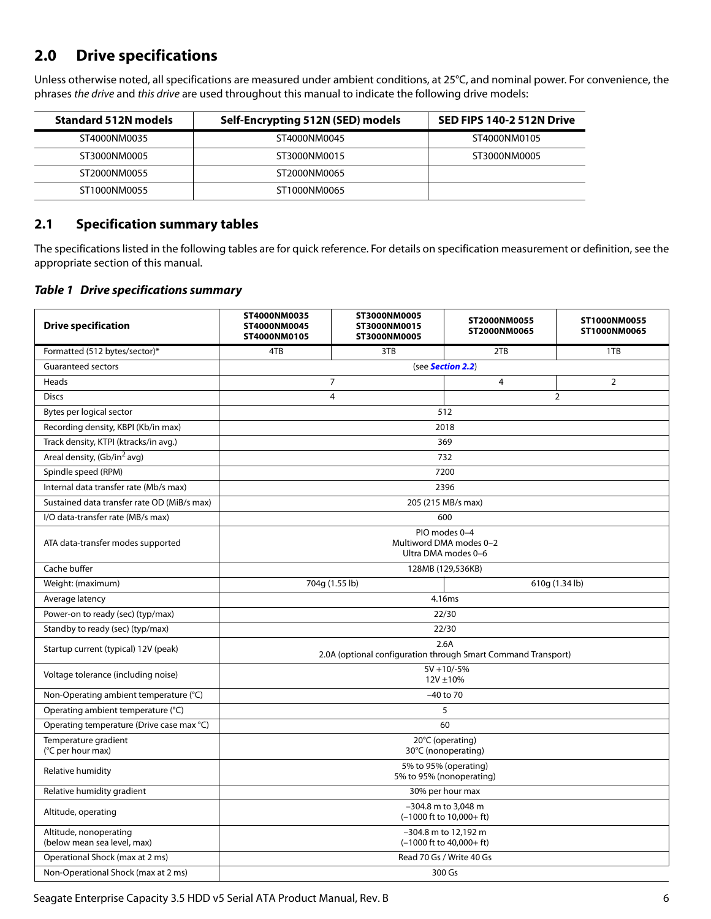## 2.0 Drive specifications

Unless otherwise noted, all specifications are measured under ambient conditions, at 25°C, and nominal power. For convenience, the phrases *the drive* and *this drive* are used throughout this manual to indicate the following drive models:

| Standard 512N models | Self-Encrypting 512N (SED) models | SED FIPS 140-2 512N Drive |
|---|---|---|
| ST4000NM0035 | ST4000NM0045 | ST4000NM0105 |
| ST3000NM0005 | ST3000NM0015 | ST3000NM0005 |
| ST2000NM0055 | ST2000NM0065 | |
| ST1000NM0055 | ST1000NM0065 | |

### 2.1 Specification summary tables

The specifications listed in the following tables are for quick reference. For details on specification measurement or definition, see the appropriate section of this manual.

***Table 1 Drive specifications summary***

| Drive specification | ST4000NM0035 ST4000NM0045 ST4000NM0105 | ST3000NM0005 ST3000NM0015 ST3000NM0005 | ST2000NM0055 ST2000NM0065 | ST1000NM0055 ST1000NM0065 |
|---|---|---|---|---|
| Formatted (512 bytes/sector)* | 4TB | 3TB | 2TB | 1TB |
| Guaranteed sectors | (see ***Section 2.2***) | | | |
| Heads | 7 | | 4 | 2 |
| Discs | 4 | | 2 | |
| Bytes per logical sector | 512 | | | |
| Recording density, KBPI (Kb/in max) | 2018 | | | |
| Track density, KTPI (ktracks/in avg.) | 369 | | | |
| Areal density, (Gb/in$^2$ avg) | 732 | | | |
| Spindle speed (RPM) | 7200 | | | |
| Internal data transfer rate (Mb/s max) | 2396 | | | |
| Sustained data transfer rate OD (MiB/s max) | 205 (215 MB/s max) | | | |
| I/O data-transfer rate (MB/s max) | 600 | | | |
| ATA data-transfer modes supported | PIO modes 0–4<br>Multiword DMA modes 0–2<br>Ultra DMA modes 0–6 | | | |
| Cache buffer | 128MB (129,536KB) | | | |
| Weight: (maximum) | 704g (1.55 lb) | | 610g (1.34 lb) | |
| Average latency | 4.16ms | | | |
| Power-on to ready (sec) (typ/max) | 22/30 | | | |
| Standby to ready (sec) (typ/max) | 22/30 | | | |
| Startup current (typical) 12V (peak) | 2.6A<br>2.0A (optional configuration through Smart Command Transport) | | | |
| Voltage tolerance (including noise) | 5V +10/-5%<br>12V ±10% | | | |
| Non-Operating ambient temperature (°C) | –40 to 70 | | | |
| Operating ambient temperature (°C) | 5 | | | |
| Operating temperature (Drive case max °C) | 60 | | | |
| Temperature gradient (°C per hour max) | 20°C (operating)<br>30°C (nonoperating) | | | |
| Relative humidity | 5% to 95% (operating)<br>5% to 95% (nonoperating) | | | |
| Relative humidity gradient | 30% per hour max | | | |
| Altitude, operating | –304.8 m to 3,048 m<br>(–1000 ft to 10,000+ ft) | | | |
| Altitude, nonoperating (below mean sea level, max) | –304.8 m to 12,192 m<br>(–1000 ft to 40,000+ ft) | | | |
| Operational Shock (max at 2 ms) | Read 70 Gs / Write 40 Gs | | | |
| Non-Operational Shock (max at 2 ms) | 300 Gs | | | |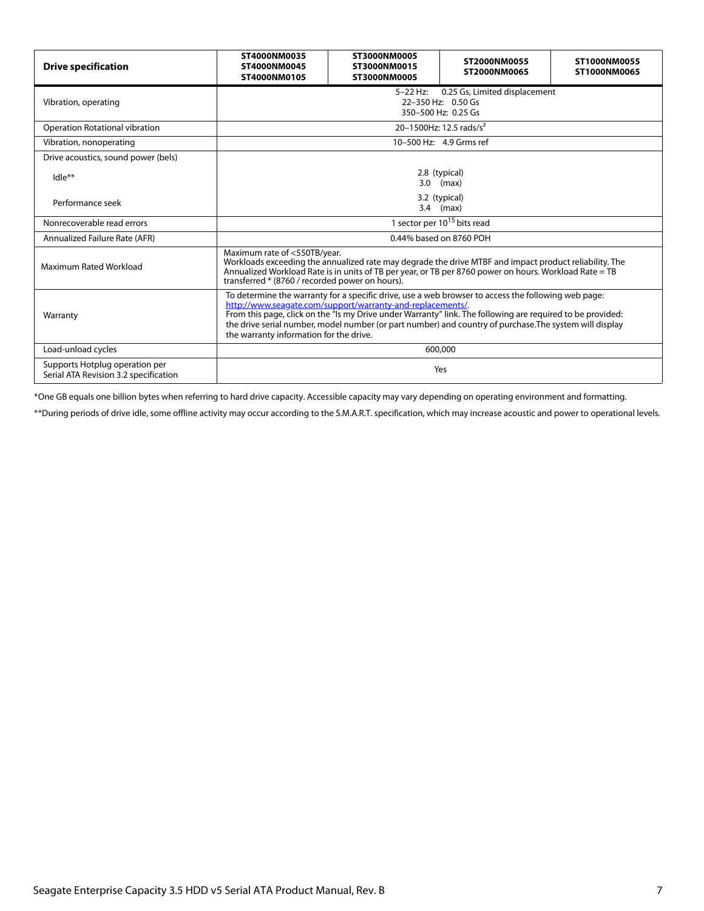| Drive specification | ST4000NM0035<br>ST4000NM0045<br>ST4000NM0105 | ST3000NM0005<br>ST3000NM0015<br>ST3000NM0005 | ST2000NM0055<br>ST2000NM0065 | ST1000NM0055<br>ST1000NM0065 |
|---|---|---|---|---|
| Vibration, operating | 5–22 Hz: 0.25 Gs, Limited displacement<br>22–350 Hz: 0.50 Gs<br>350–500 Hz: 0.25 Gs | | | |
| Operation Rotational vibration | 20–1500Hz: 12.5 rads/$s^2$ | | | |
| Vibration, nonoperating | 10–500 Hz: 4.9 Grms ref | | | |
| Drive acoustics, sound power (bels) | | | | |
| Idle** | 2.8 (typical)<br>3.0 (max) | | | |
| Performance seek | 3.2 (typical)<br>3.4 (max) | | | |
| Nonrecoverable read errors | 1 sector per $10^{15}$ bits read | | | |
| Annualized Failure Rate (AFR) | 0.44% based on 8760 POH | | | |
| Maximum Rated Workload | Maximum rate of <550TB/year.<br>Workloads exceeding the annualized rate may degrade the drive MTBF and impact product reliability. The Annualized Workload Rate is in units of TB per year, or TB per 8760 power on hours. Workload Rate = TB transferred * (8760 / recorded power on hours). | | | |
| Warranty | To determine the warranty for a specific drive, use a web browser to access the following web page: http://www.seagate.com/support/warranty-and-replacements/.<br>From this page, click on the "Is my Drive under Warranty" link. The following are required to be provided: the drive serial number, model number (or part number) and country of purchase.The system will display the warranty information for the drive. | | | |
| Load-unload cycles | 600,000 | | | |
| Supports Hotplug operation per Serial ATA Revision 3.2 specification | Yes | | | |

*One GB equals one billion bytes when referring to hard drive capacity. Accessible capacity may vary depending on operating environment and formatting.

**During periods of drive idle, some offline activity may occur according to the S.M.A.R.T. specification, which may increase acoustic and power to operational levels.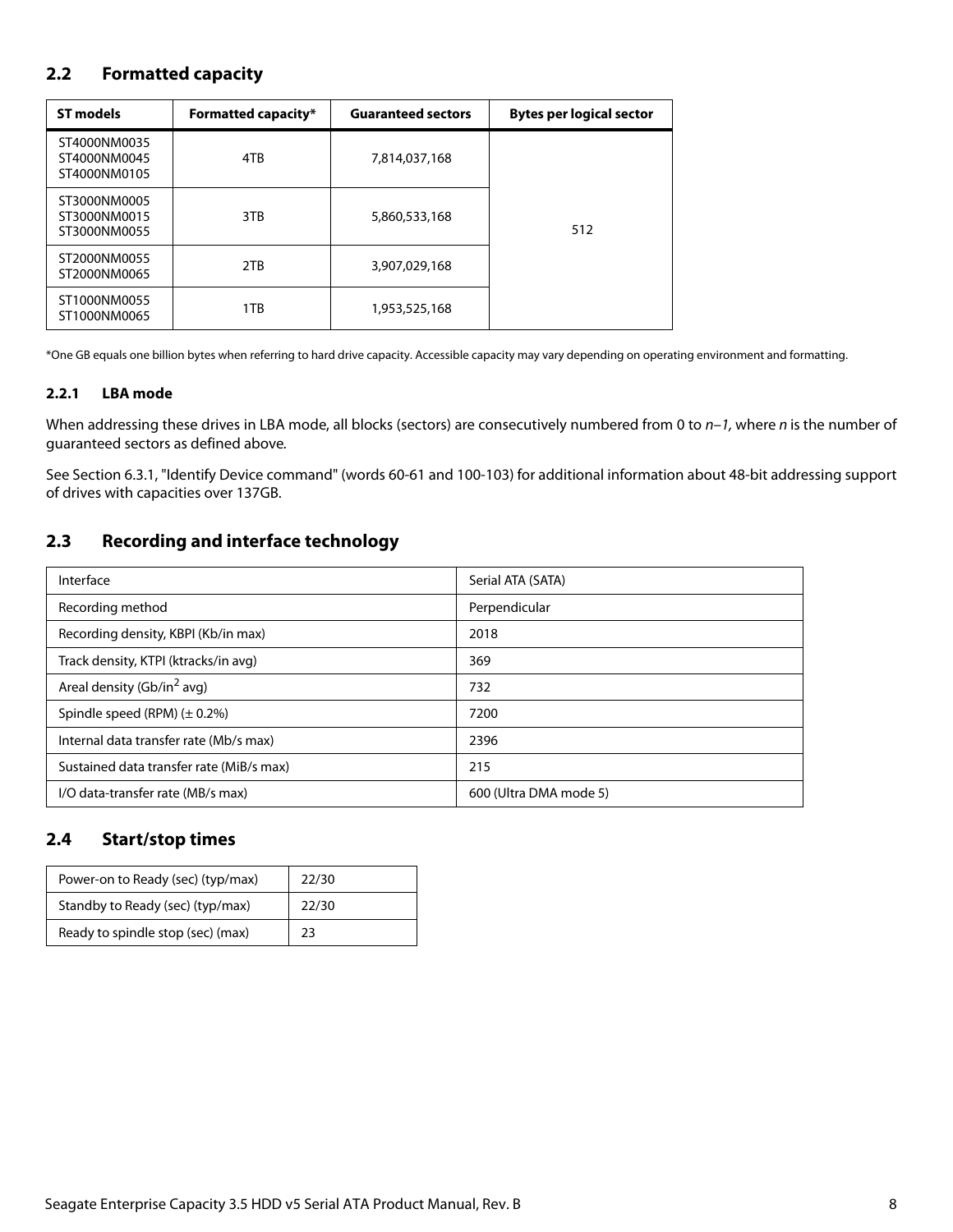## 2.2 Formatted capacity

| ST models | Formatted capacity* | Guaranteed sectors | Bytes per logical sector |
|---|---|---|---|
| ST4000NM0035<br>ST4000NM0045<br>ST4000NM0105 | 4TB | 7,814,037,168 | 512 |
| ST3000NM0005<br>ST3000NM0015<br>ST3000NM0055 | 3TB | 5,860,533,168 | |
| ST2000NM0055<br>ST2000NM0065 | 2TB | 3,907,029,168 | |
| ST1000NM0055<br>ST1000NM0065 | 1TB | 1,953,525,168 | |

*One GB equals one billion bytes when referring to hard drive capacity. Accessible capacity may vary depending on operating environment and formatting.

### 2.2.1 LBA mode

When addressing these drives in LBA mode, all blocks (sectors) are consecutively numbered from 0 to *n–1*, where *n* is the number of guaranteed sectors as defined above.

See Section 6.3.1, "Identify Device command" (words 60-61 and 100-103) for additional information about 48-bit addressing support of drives with capacities over 137GB.

## 2.3 Recording and interface technology

| | |
|---|---|
| Interface | Serial ATA (SATA) |
| Recording method | Perpendicular |
| Recording density, KBPI (Kb/in max) | 2018 |
| Track density, KTPI (ktracks/in avg) | 369 |
| Areal density (Gb/in$^2$ avg) | 732 |
| Spindle speed (RPM) (± 0.2%) | 7200 |
| Internal data transfer rate (Mb/s max) | 2396 |
| Sustained data transfer rate (MiB/s max) | 215 |
| I/O data-transfer rate (MB/s max) | 600 (Ultra DMA mode 5) |

## 2.4 Start/stop times

| | |
|---|---|
| Power-on to Ready (sec) (typ/max) | 22/30 |
| Standby to Ready (sec) (typ/max) | 22/30 |
| Ready to spindle stop (sec) (max) | 23 |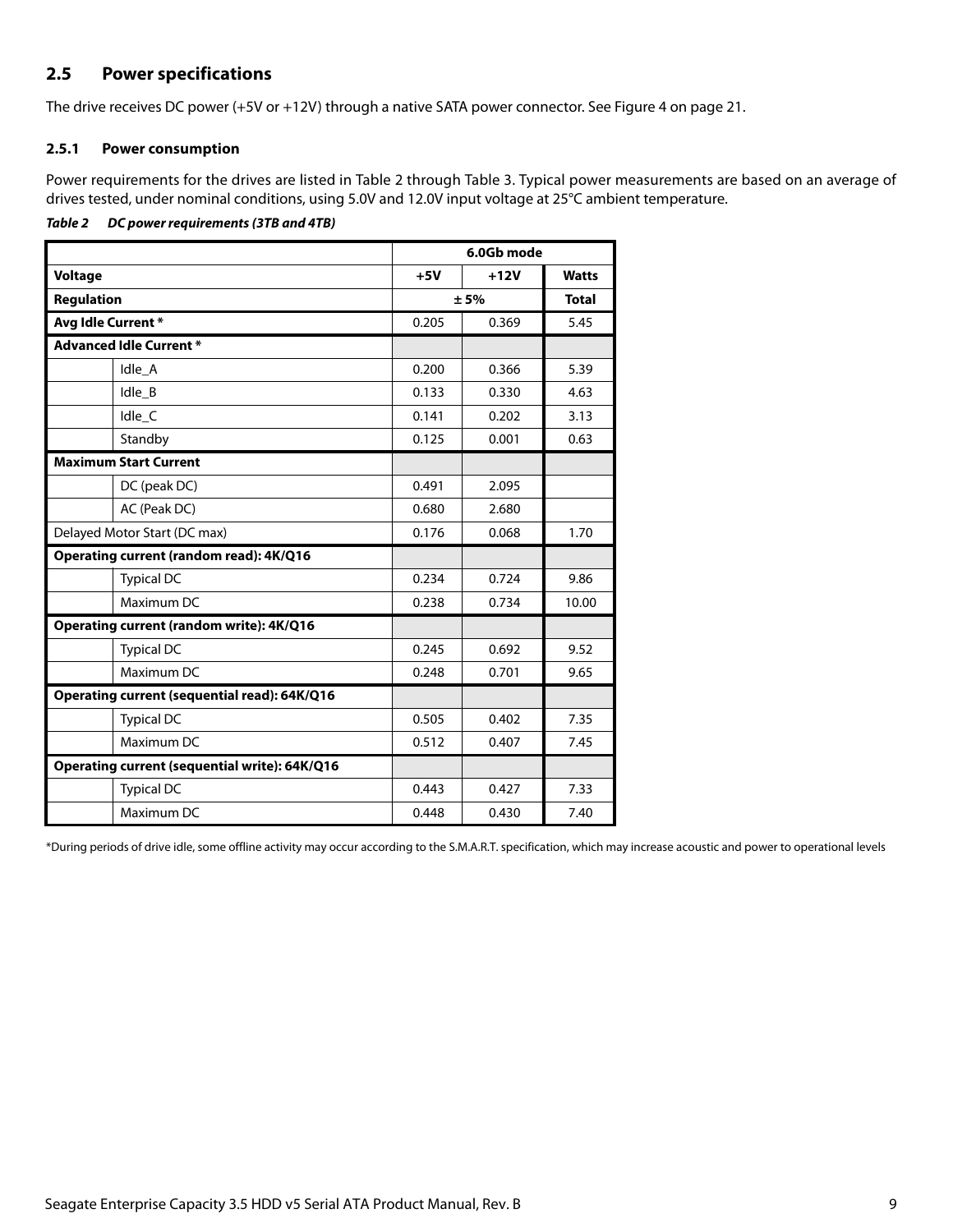## 2.5 Power specifications

The drive receives DC power (+5V or +12V) through a native SATA power connector. See Figure 4 on page 21.

### 2.5.1 Power consumption

Power requirements for the drives are listed in Table 2 through Table 3. Typical power measurements are based on an average of drives tested, under nominal conditions, using 5.0V and 12.0V input voltage at 25°C ambient temperature.

***Table 2 DC power requirements (3TB and 4TB)***

| | | 6.0Gb mode | | |
|---|---|---|---|---|
| **Voltage** | | **+5V** | **+12V** | **Watts** |
| **Regulation** | | ± 5% | | **Total** |
| **Avg Idle Current \*** | | 0.205 | 0.369 | 5.45 |
| **Advanced Idle Current \*** | | | | |
| | Idle_A | 0.200 | 0.366 | 5.39 |
| | Idle_B | 0.133 | 0.330 | 4.63 |
| | Idle_C | 0.141 | 0.202 | 3.13 |
| | Standby | 0.125 | 0.001 | 0.63 |
| **Maximum Start Current** | | | | |
| | DC (peak DC) | 0.491 | 2.095 | |
| | AC (Peak DC) | 0.680 | 2.680 | |
| Delayed Motor Start (DC max) | | 0.176 | 0.068 | 1.70 |
| **Operating current (random read): 4K/Q16** | | | | |
| | Typical DC | 0.234 | 0.724 | 9.86 |
| | Maximum DC | 0.238 | 0.734 | 10.00 |
| **Operating current (random write): 4K/Q16** | | | | |
| | Typical DC | 0.245 | 0.692 | 9.52 |
| | Maximum DC | 0.248 | 0.701 | 9.65 |
| **Operating current (sequential read): 64K/Q16** | | | | |
| | Typical DC | 0.505 | 0.402 | 7.35 |
| | Maximum DC | 0.512 | 0.407 | 7.45 |
| **Operating current (sequential write): 64K/Q16** | | | | |
| | Typical DC | 0.443 | 0.427 | 7.33 |
| | Maximum DC | 0.448 | 0.430 | 7.40 |

*During periods of drive idle, some offline activity may occur according to the S.M.A.R.T. specification, which may increase acoustic and power to operational levels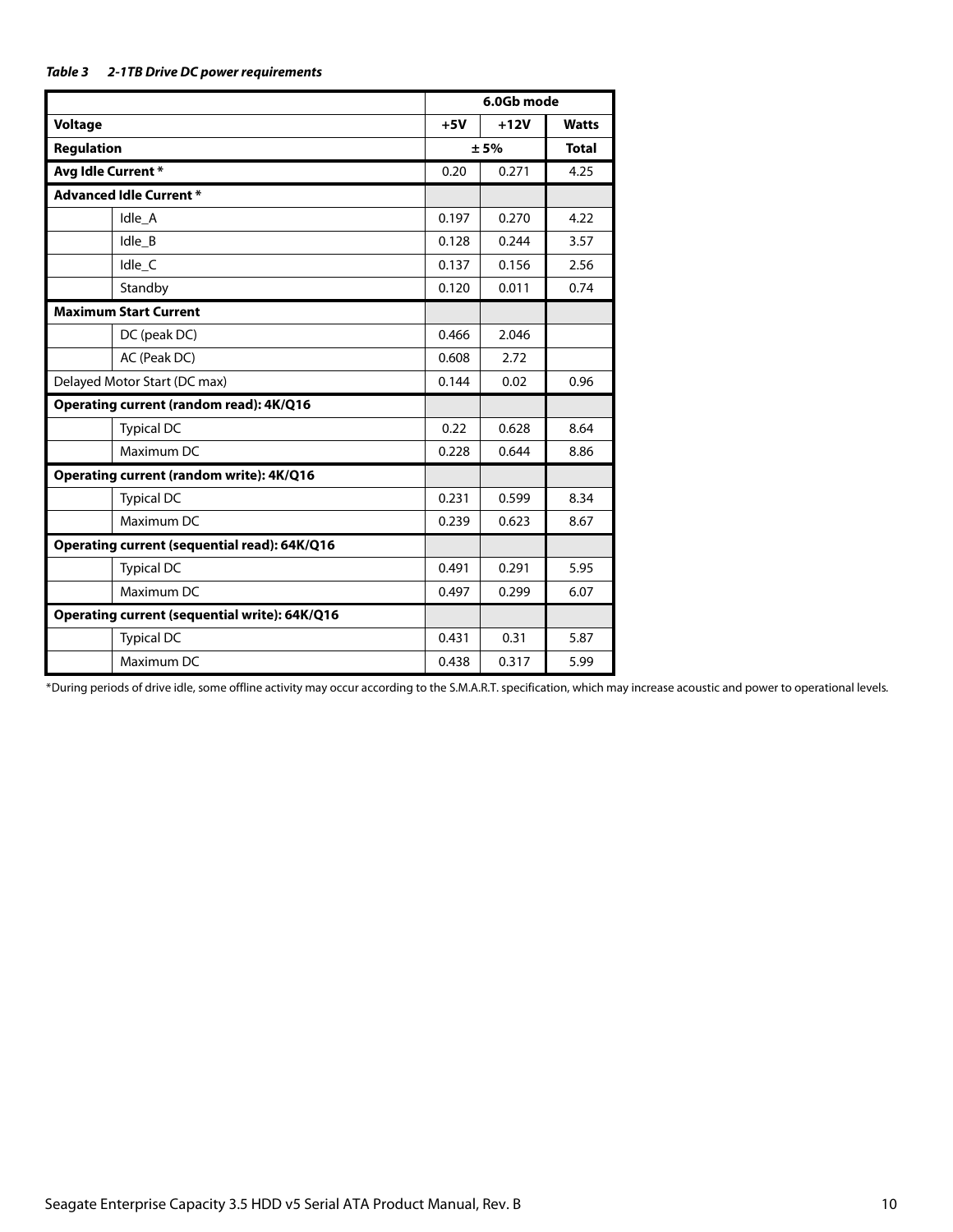***Table 3 2-1TB Drive DC power requirements***

| | | 6.0Gb mode | | |
|---|---|---|---|---|
| **Voltage** | | **+5V** | **+12V** | **Watts** |
| **Regulation** | | **± 5%** | | **Total** |
| **Avg Idle Current *** | | 0.20 | 0.271 | 4.25 |
| **Advanced Idle Current *** | | | | |
| | Idle_A | 0.197 | 0.270 | 4.22 |
| | Idle_B | 0.128 | 0.244 | 3.57 |
| | Idle_C | 0.137 | 0.156 | 2.56 |
| | Standby | 0.120 | 0.011 | 0.74 |
| **Maximum Start Current** | | | | |
| | DC (peak DC) | 0.466 | 2.046 | |
| | AC (Peak DC) | 0.608 | 2.72 | |
| Delayed Motor Start (DC max) | | 0.144 | 0.02 | 0.96 |
| **Operating current (random read): 4K/Q16** | | | | |
| | Typical DC | 0.22 | 0.628 | 8.64 |
| | Maximum DC | 0.228 | 0.644 | 8.86 |
| **Operating current (random write): 4K/Q16** | | | | |
| | Typical DC | 0.231 | 0.599 | 8.34 |
| | Maximum DC | 0.239 | 0.623 | 8.67 |
| **Operating current (sequential read): 64K/Q16** | | | | |
| | Typical DC | 0.491 | 0.291 | 5.95 |
| | Maximum DC | 0.497 | 0.299 | 6.07 |
| **Operating current (sequential write): 64K/Q16** | | | | |
| | Typical DC | 0.431 | 0.31 | 5.87 |
| | Maximum DC | 0.438 | 0.317 | 5.99 |

*During periods of drive idle, some offline activity may occur according to the S.M.A.R.T. specification, which may increase acoustic and power to operational levels.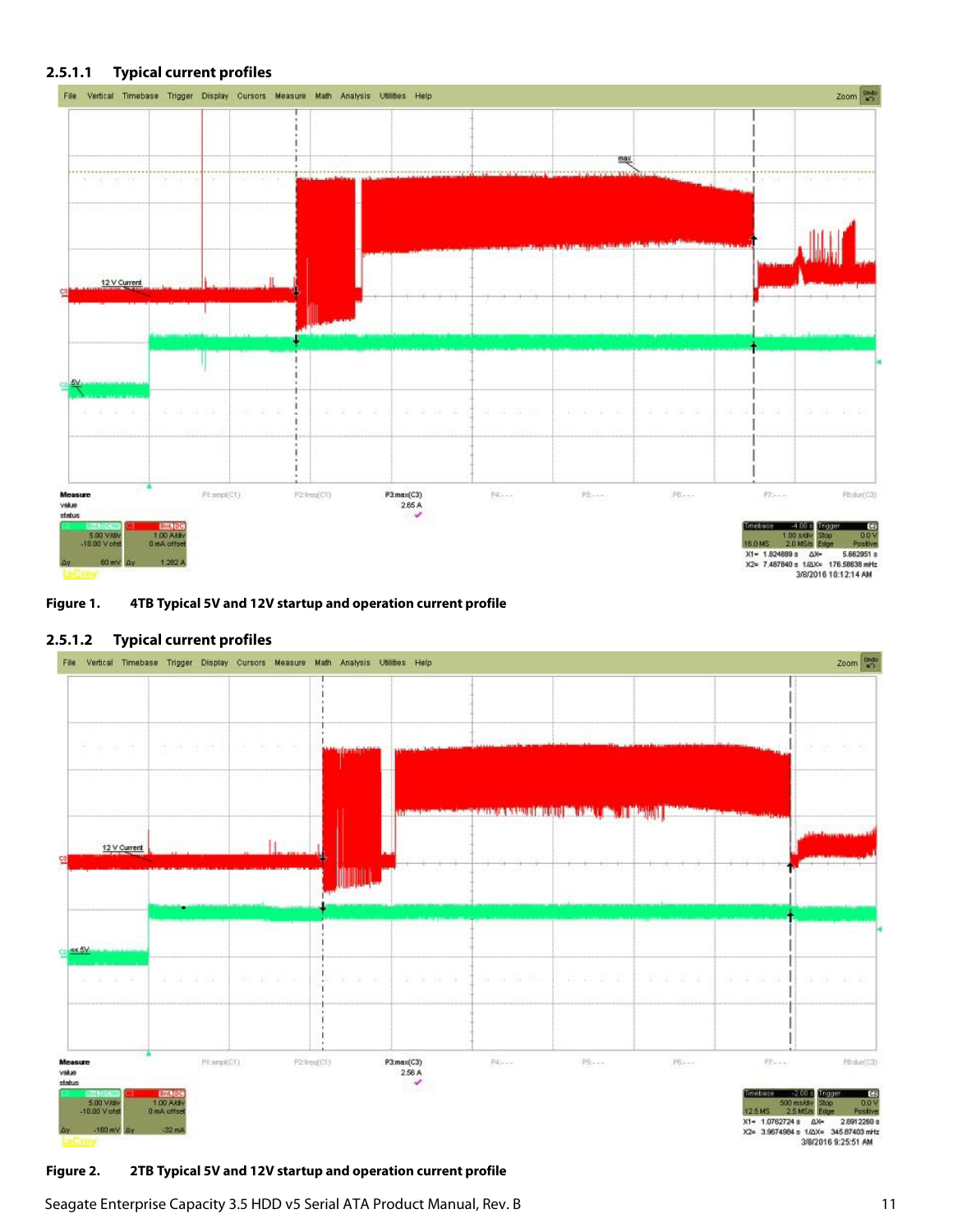#### 2.5.1.1 Typical current profiles

**Figure 1.** 4TB Typical 5V and 12V startup and operation current profile

#### 2.5.1.2 Typical current profiles

**Figure 2.** 2TB Typical 5V and 12V startup and operation current profile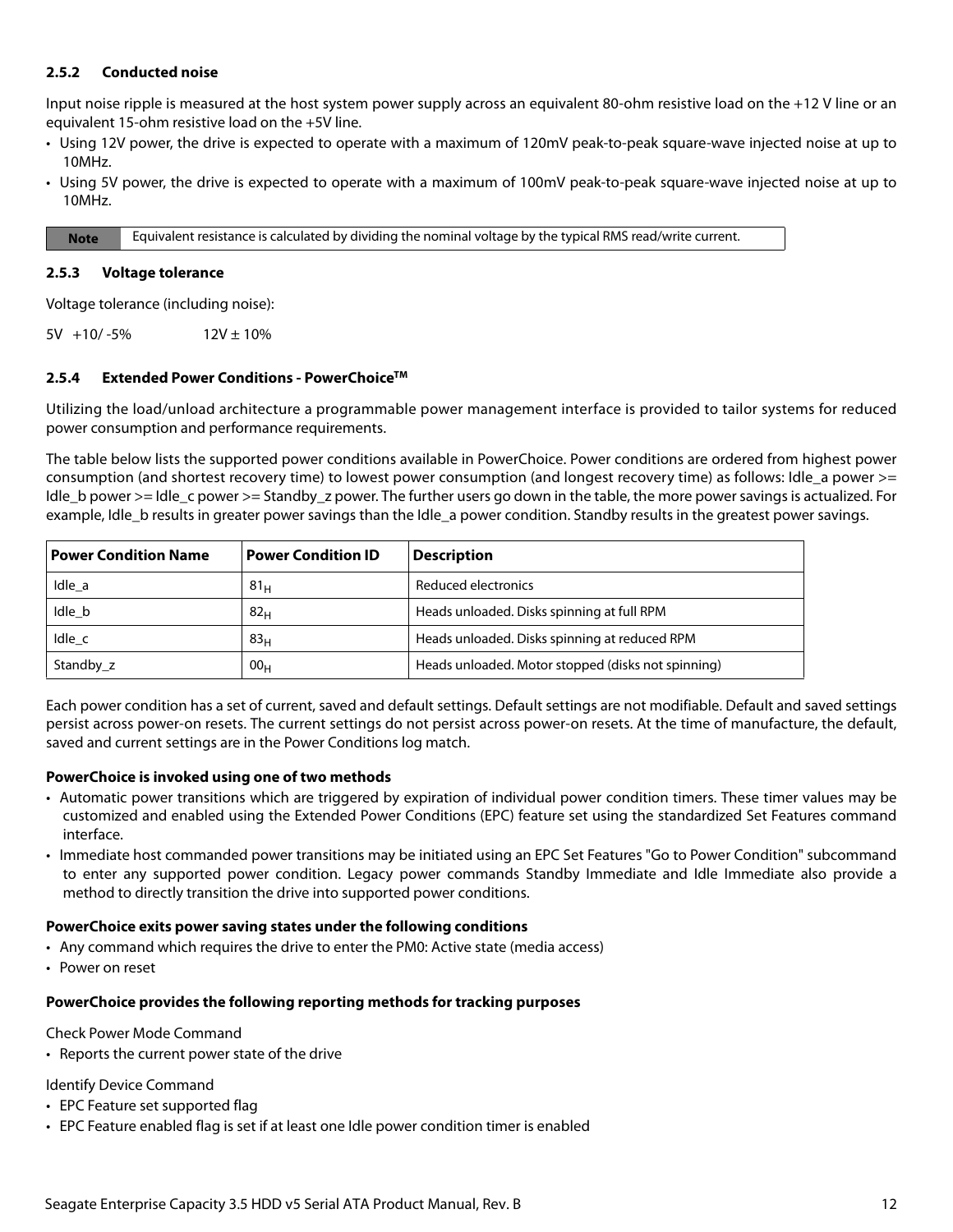### 2.5.2 Conducted noise

Input noise ripple is measured at the host system power supply across an equivalent 80-ohm resistive load on the +12 V line or an equivalent 15-ohm resistive load on the +5V line.

- Using 12V power, the drive is expected to operate with a maximum of 120mV peak-to-peak square-wave injected noise at up to 10MHz.
- Using 5V power, the drive is expected to operate with a maximum of 100mV peak-to-peak square-wave injected noise at up to 10MHz.

| Note | Equivalent resistance is calculated by dividing the nominal voltage by the typical RMS read/write current. |
|---|---|

### 2.5.3 Voltage tolerance

Voltage tolerance (including noise):

5V +10/ -5%     12V ± 10%

### 2.5.4 Extended Power Conditions - PowerChoice™

Utilizing the load/unload architecture a programmable power management interface is provided to tailor systems for reduced power consumption and performance requirements.

The table below lists the supported power conditions available in PowerChoice. Power conditions are ordered from highest power consumption (and shortest recovery time) to lowest power consumption (and longest recovery time) as follows: Idle_a power >= Idle_b power >= Idle_c power >= Standby_z power. The further users go down in the table, the more power savings is actualized. For example, Idle_b results in greater power savings than the Idle_a power condition. Standby results in the greatest power savings.

| Power Condition Name | Power Condition ID | Description |
|---|---|---|
| Idle_a | $81_H$ | Reduced electronics |
| Idle_b | $82_H$ | Heads unloaded. Disks spinning at full RPM |
| Idle_c | $83_H$ | Heads unloaded. Disks spinning at reduced RPM |
| Standby_z | $00_H$ | Heads unloaded. Motor stopped (disks not spinning) |

Each power condition has a set of current, saved and default settings. Default settings are not modifiable. Default and saved settings persist across power-on resets. The current settings do not persist across power-on resets. At the time of manufacture, the default, saved and current settings are in the Power Conditions log match.

**PowerChoice is invoked using one of two methods**

- Automatic power transitions which are triggered by expiration of individual power condition timers. These timer values may be customized and enabled using the Extended Power Conditions (EPC) feature set using the standardized Set Features command interface.
- Immediate host commanded power transitions may be initiated using an EPC Set Features "Go to Power Condition" subcommand to enter any supported power condition. Legacy power commands Standby Immediate and Idle Immediate also provide a method to directly transition the drive into supported power conditions.

**PowerChoice exits power saving states under the following conditions**

- Any command which requires the drive to enter the PM0: Active state (media access)
- Power on reset

**PowerChoice provides the following reporting methods for tracking purposes**

Check Power Mode Command

- Reports the current power state of the drive

Identify Device Command

- EPC Feature set supported flag
- EPC Feature enabled flag is set if at least one Idle power condition timer is enabled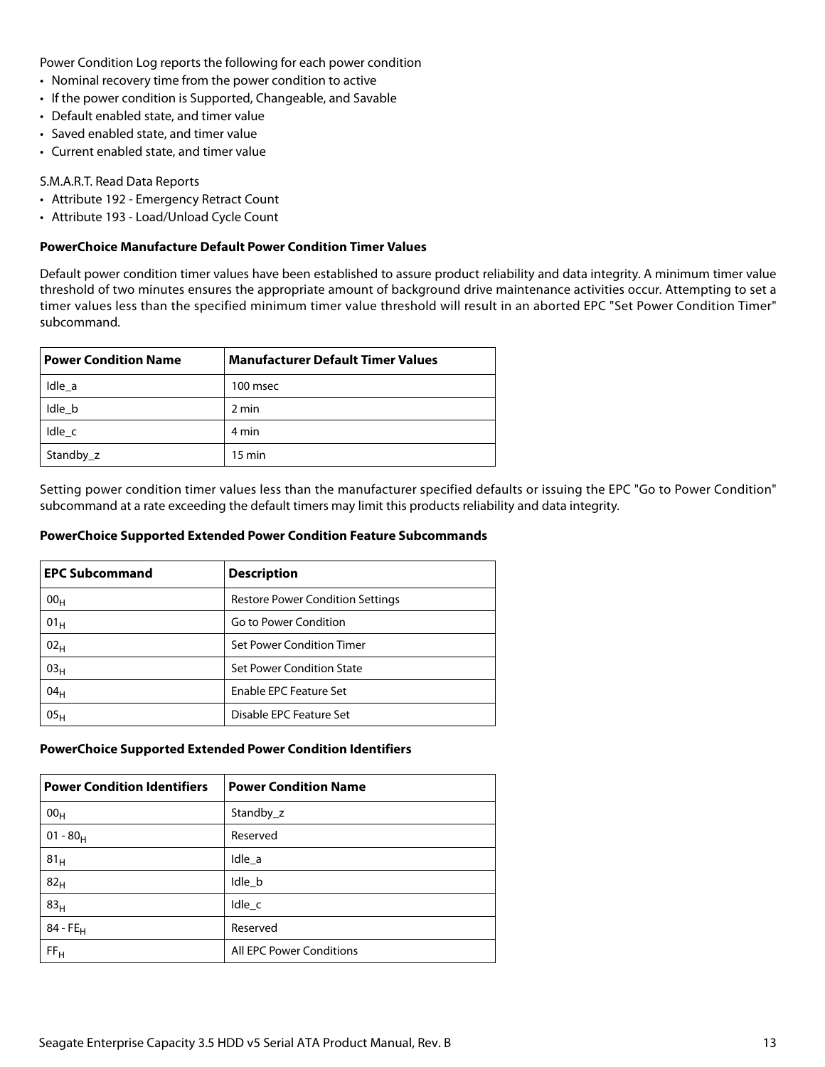Power Condition Log reports the following for each power condition

- Nominal recovery time from the power condition to active
- If the power condition is Supported, Changeable, and Savable
- Default enabled state, and timer value
- Saved enabled state, and timer value
- Current enabled state, and timer value

S.M.A.R.T. Read Data Reports

- Attribute 192 - Emergency Retract Count
- Attribute 193 - Load/Unload Cycle Count

**PowerChoice Manufacture Default Power Condition Timer Values**

Default power condition timer values have been established to assure product reliability and data integrity. A minimum timer value threshold of two minutes ensures the appropriate amount of background drive maintenance activities occur. Attempting to set a timer values less than the specified minimum timer value threshold will result in an aborted EPC "Set Power Condition Timer" subcommand.

| Power Condition Name | Manufacturer Default Timer Values |
| --- | --- |
| Idle_a | 100 msec |
| Idle_b | 2 min |
| Idle_c | 4 min |
| Standby_z | 15 min |

Setting power condition timer values less than the manufacturer specified defaults or issuing the EPC "Go to Power Condition" subcommand at a rate exceeding the default timers may limit this products reliability and data integrity.

**PowerChoice Supported Extended Power Condition Feature Subcommands**

| EPC Subcommand | Description |
| --- | --- |
| $00_H$ | Restore Power Condition Settings |
| $01_H$ | Go to Power Condition |
| $02_H$ | Set Power Condition Timer |
| $03_H$ | Set Power Condition State |
| $04_H$ | Enable EPC Feature Set |
| $05_H$ | Disable EPC Feature Set |

**PowerChoice Supported Extended Power Condition Identifiers**

| Power Condition Identifiers | Power Condition Name |
| --- | --- |
| $00_H$ | Standby_z |
| $01 - 80_H$ | Reserved |
| $81_H$ | Idle_a |
| $82_H$ | Idle_b |
| $83_H$ | Idle_c |
| $84 - FE_H$ | Reserved |
| $FF_H$ | All EPC Power Conditions |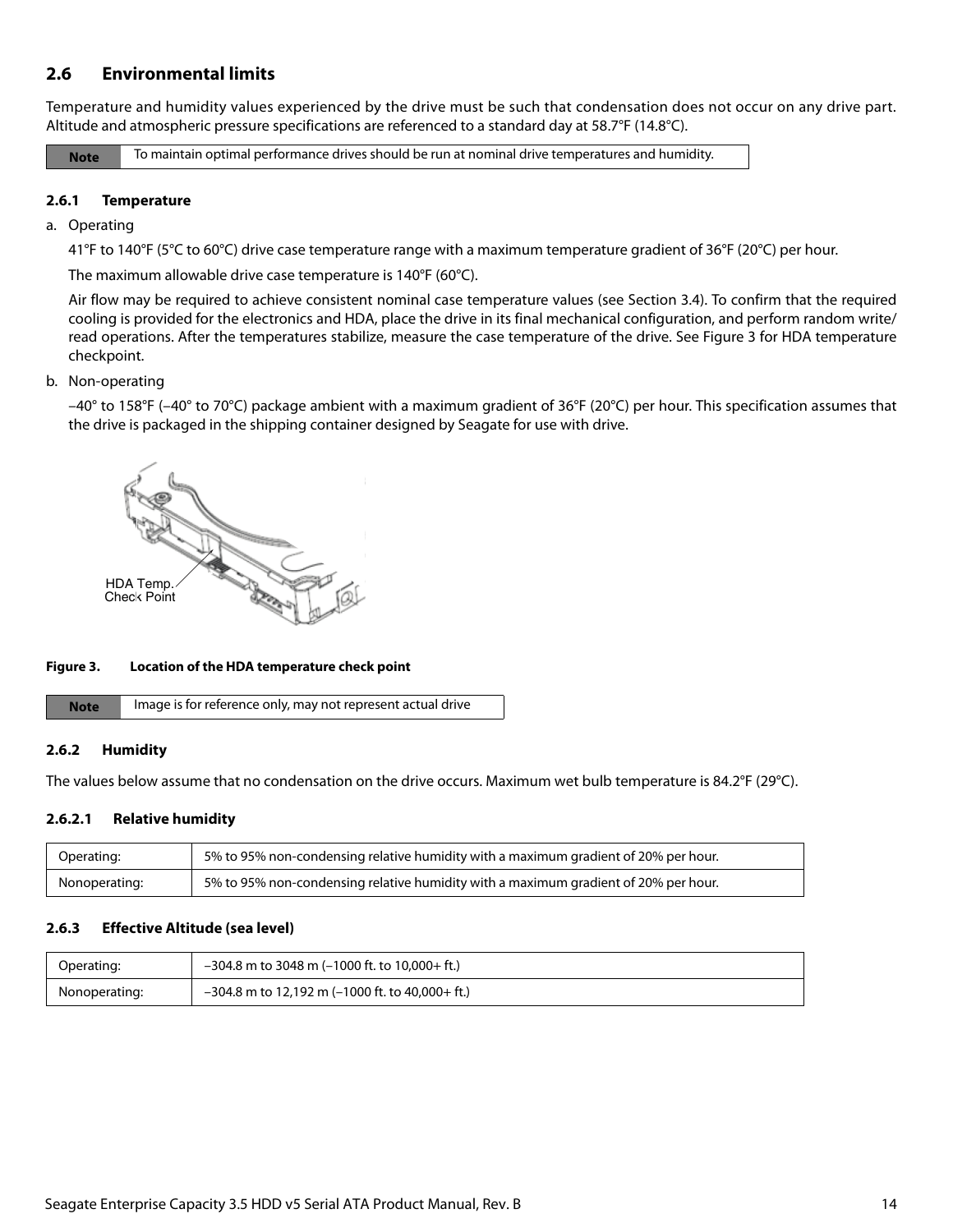## 2.6 Environmental limits

Temperature and humidity values experienced by the drive must be such that condensation does not occur on any drive part. Altitude and atmospheric pressure specifications are referenced to a standard day at 58.7°F (14.8°C).

| Note | To maintain optimal performance drives should be run at nominal drive temperatures and humidity. |
|---|---|

### 2.6.1 Temperature

a. Operating

41°F to 140°F (5°C to 60°C) drive case temperature range with a maximum temperature gradient of 36°F (20°C) per hour.

The maximum allowable drive case temperature is 140°F (60°C).

Air flow may be required to achieve consistent nominal case temperature values (see Section 3.4). To confirm that the required cooling is provided for the electronics and HDA, place the drive in its final mechanical configuration, and perform random write/ read operations. After the temperatures stabilize, measure the case temperature of the drive. See Figure 3 for HDA temperature checkpoint.

b. Non-operating

–40° to 158°F (–40° to 70°C) package ambient with a maximum gradient of 36°F (20°C) per hour. This specification assumes that the drive is packaged in the shipping container designed by Seagate for use with drive.

HDA Temp. Check Point

**Figure 3. Location of the HDA temperature check point**

| Note | Image is for reference only, may not represent actual drive |
|---|---|

### 2.6.2 Humidity

The values below assume that no condensation on the drive occurs. Maximum wet bulb temperature is 84.2°F (29°C).

#### 2.6.2.1 Relative humidity

| Operating: | 5% to 95% non-condensing relative humidity with a maximum gradient of 20% per hour. |
|---|---|
| Nonoperating: | 5% to 95% non-condensing relative humidity with a maximum gradient of 20% per hour. |

### 2.6.3 Effective Altitude (sea level)

| Operating: | –304.8 m to 3048 m (–1000 ft. to 10,000+ ft.) |
|---|---|
| Nonoperating: | –304.8 m to 12,192 m (–1000 ft. to 40,000+ ft.) |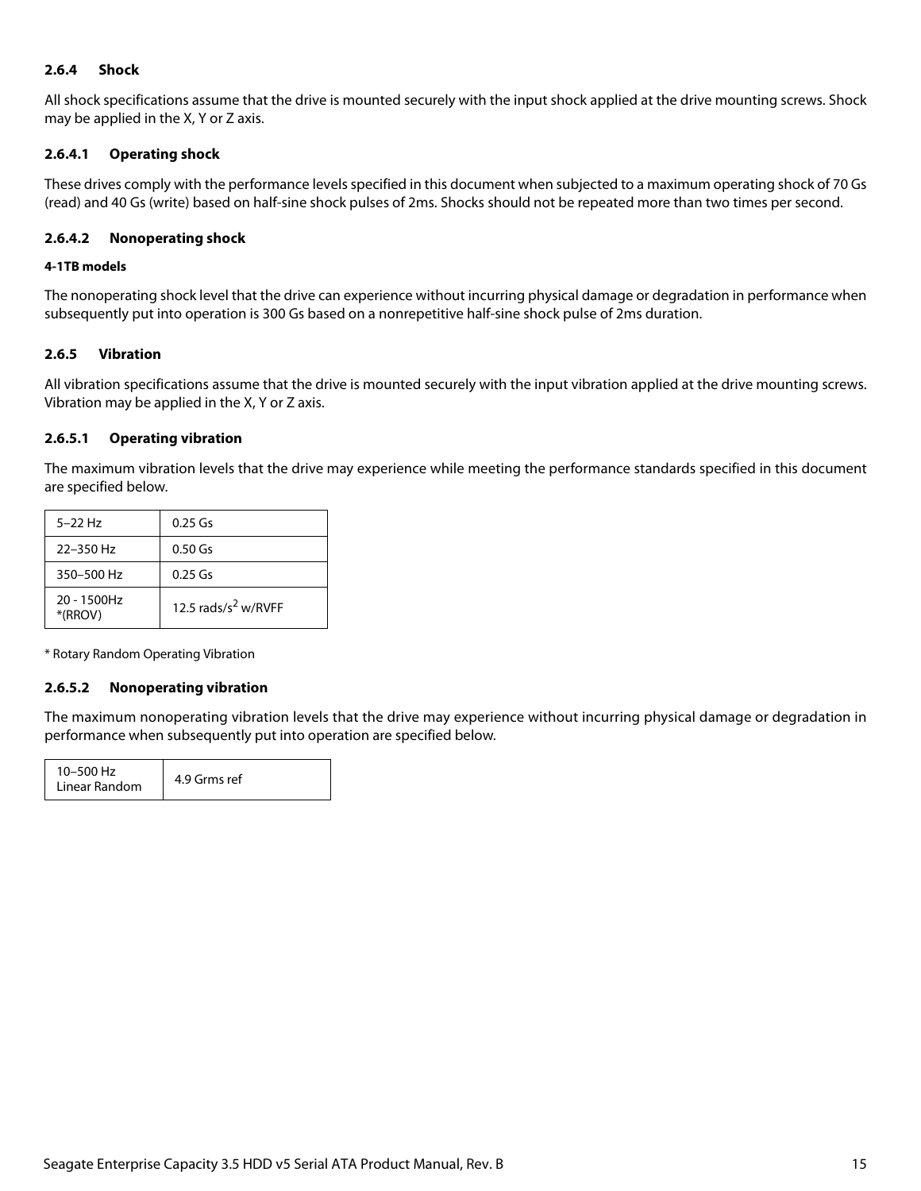### 2.6.4 Shock

All shock specifications assume that the drive is mounted securely with the input shock applied at the drive mounting screws. Shock may be applied in the X, Y or Z axis.

#### 2.6.4.1 Operating shock

These drives comply with the performance levels specified in this document when subjected to a maximum operating shock of 70 Gs (read) and 40 Gs (write) based on half-sine shock pulses of 2ms. Shocks should not be repeated more than two times per second.

#### 2.6.4.2 Nonoperating shock

**4-1TB models**

The nonoperating shock level that the drive can experience without incurring physical damage or degradation in performance when subsequently put into operation is 300 Gs based on a nonrepetitive half-sine shock pulse of 2ms duration.

### 2.6.5 Vibration

All vibration specifications assume that the drive is mounted securely with the input vibration applied at the drive mounting screws. Vibration may be applied in the X, Y or Z axis.

#### 2.6.5.1 Operating vibration

The maximum vibration levels that the drive may experience while meeting the performance standards specified in this document are specified below.

| | |
|---|---|
| 5–22 Hz | 0.25 Gs |
| 22–350 Hz | 0.50 Gs |
| 350–500 Hz | 0.25 Gs |
| 20 - 1500Hz *(RROV) | 12.5 rads/$s^2$ w/RVFF |

\* Rotary Random Operating Vibration

#### 2.6.5.2 Nonoperating vibration

The maximum nonoperating vibration levels that the drive may experience without incurring physical damage or degradation in performance when subsequently put into operation are specified below.

| | |
|---|---|
| 10–500 Hz Linear Random | 4.9 Grms ref |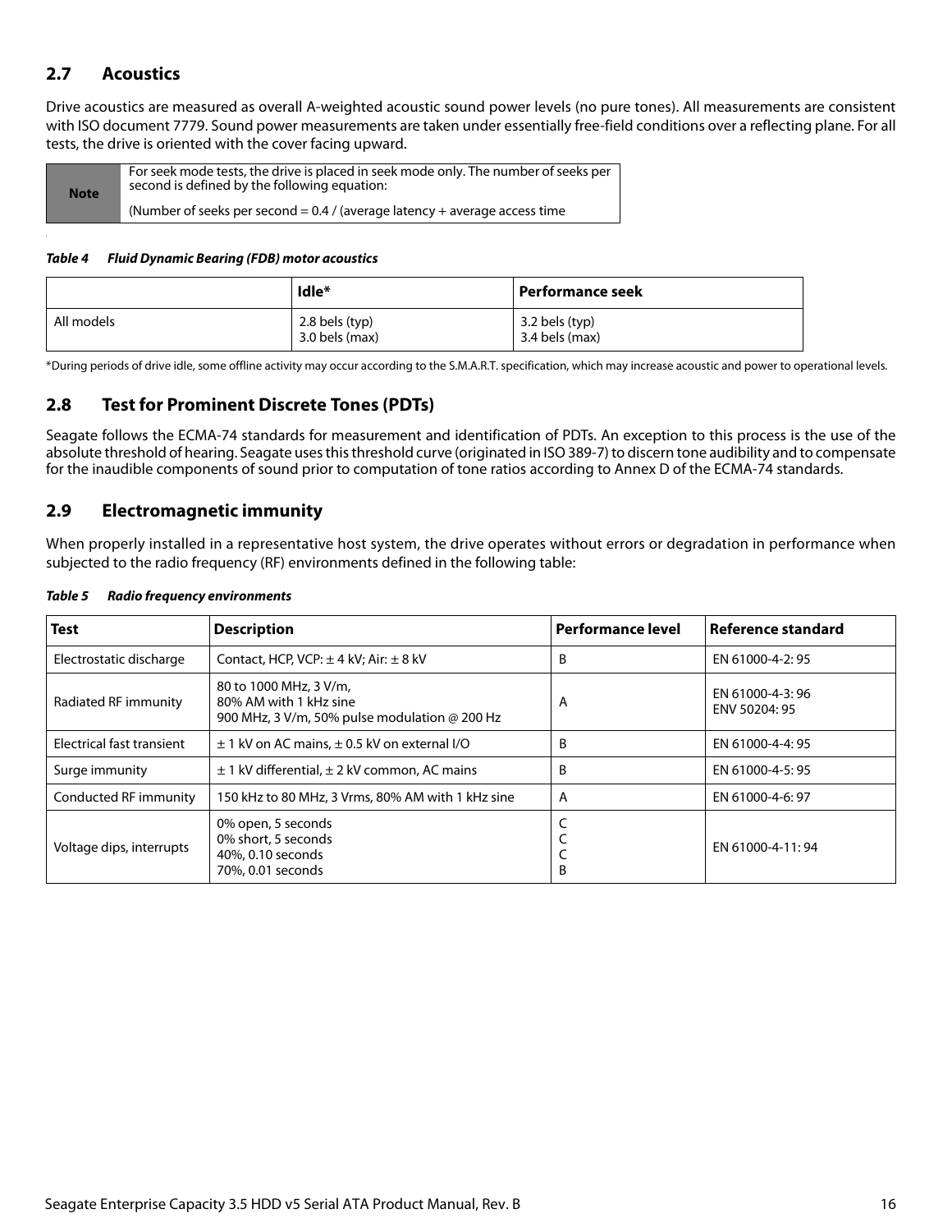## 2.7 Acoustics

Drive acoustics are measured as overall A-weighted acoustic sound power levels (no pure tones). All measurements are consistent with ISO document 7779. Sound power measurements are taken under essentially free-field conditions over a reflecting plane. For all tests, the drive is oriented with the cover facing upward.

| Note | For seek mode tests, the drive is placed in seek mode only. The number of seeks per second is defined by the following equation:<br><br>(Number of seeks per second = 0.4 / (average latency + average access time |
|---|---|

***Table 4 Fluid Dynamic Bearing (FDB) motor acoustics***

| | Idle* | Performance seek |
|---|---|---|
| All models | 2.8 bels (typ)<br>3.0 bels (max) | 3.2 bels (typ)<br>3.4 bels (max) |

*During periods of drive idle, some offline activity may occur according to the S.M.A.R.T. specification, which may increase acoustic and power to operational levels.

## 2.8 Test for Prominent Discrete Tones (PDTs)

Seagate follows the ECMA-74 standards for measurement and identification of PDTs. An exception to this process is the use of the absolute threshold of hearing. Seagate uses this threshold curve (originated in ISO 389-7) to discern tone audibility and to compensate for the inaudible components of sound prior to computation of tone ratios according to Annex D of the ECMA-74 standards.

## 2.9 Electromagnetic immunity

When properly installed in a representative host system, the drive operates without errors or degradation in performance when subjected to the radio frequency (RF) environments defined in the following table:

***Table 5 Radio frequency environments***

| Test | Description | Performance level | Reference standard |
|---|---|---|---|
| Electrostatic discharge | Contact, HCP, VCP: ± 4 kV; Air: ± 8 kV | B | EN 61000-4-2: 95 |
| Radiated RF immunity | 80 to 1000 MHz, 3 V/m,<br>80% AM with 1 kHz sine<br>900 MHz, 3 V/m, 50% pulse modulation @ 200 Hz | A | EN 61000-4-3: 96<br>ENV 50204: 95 |
| Electrical fast transient | ± 1 kV on AC mains, ± 0.5 kV on external I/O | B | EN 61000-4-4: 95 |
| Surge immunity | ± 1 kV differential, ± 2 kV common, AC mains | B | EN 61000-4-5: 95 |
| Conducted RF immunity | 150 kHz to 80 MHz, 3 Vrms, 80% AM with 1 kHz sine | A | EN 61000-4-6: 97 |
| Voltage dips, interrupts | 0% open, 5 seconds<br>0% short, 5 seconds<br>40%, 0.10 seconds<br>70%, 0.01 seconds | C<br>C<br>C<br>B | EN 61000-4-11: 94 |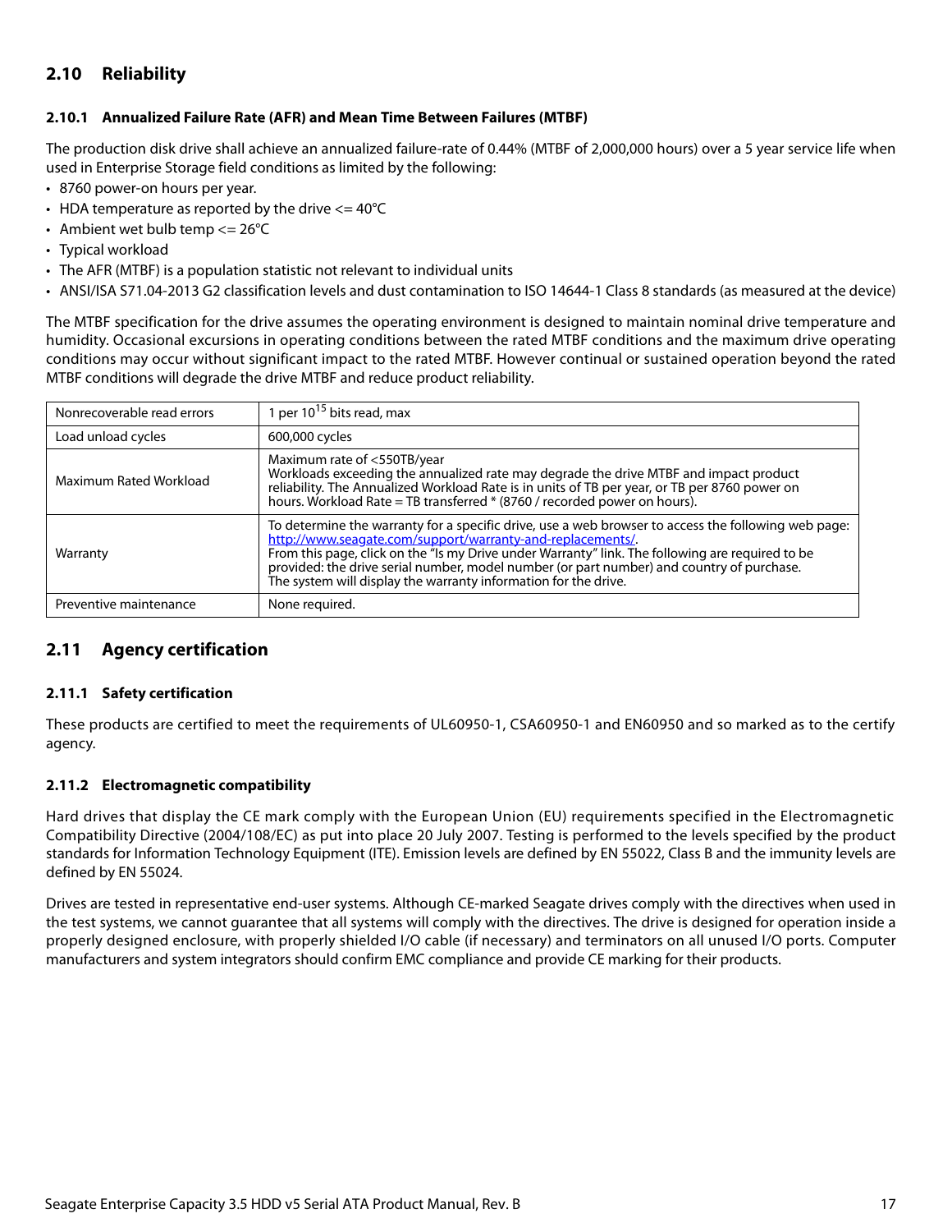## 2.10 Reliability

### 2.10.1 Annualized Failure Rate (AFR) and Mean Time Between Failures (MTBF)

The production disk drive shall achieve an annualized failure-rate of 0.44% (MTBF of 2,000,000 hours) over a 5 year service life when used in Enterprise Storage field conditions as limited by the following:

- 8760 power-on hours per year.
- HDA temperature as reported by the drive <= 40°C
- Ambient wet bulb temp <= 26°C
- Typical workload
- The AFR (MTBF) is a population statistic not relevant to individual units
- ANSI/ISA S71.04-2013 G2 classification levels and dust contamination to ISO 14644-1 Class 8 standards (as measured at the device)

The MTBF specification for the drive assumes the operating environment is designed to maintain nominal drive temperature and humidity. Occasional excursions in operating conditions between the rated MTBF conditions and the maximum drive operating conditions may occur without significant impact to the rated MTBF. However continual or sustained operation beyond the rated MTBF conditions will degrade the drive MTBF and reduce product reliability.

| | |
|---|---|
| Nonrecoverable read errors | 1 per $10^{15}$ bits read, max |
| Load unload cycles | 600,000 cycles |
| Maximum Rated Workload | Maximum rate of <550TB/year<br>Workloads exceeding the annualized rate may degrade the drive MTBF and impact product reliability. The Annualized Workload Rate is in units of TB per year, or TB per 8760 power on hours. Workload Rate = TB transferred * (8760 / recorded power on hours). |
| Warranty | To determine the warranty for a specific drive, use a web browser to access the following web page: http://www.seagate.com/support/warranty-and-replacements/.<br>From this page, click on the "Is my Drive under Warranty" link. The following are required to be provided: the drive serial number, model number (or part number) and country of purchase. The system will display the warranty information for the drive. |
| Preventive maintenance | None required. |

## 2.11 Agency certification

### 2.11.1 Safety certification

These products are certified to meet the requirements of UL60950-1, CSA60950-1 and EN60950 and so marked as to the certify agency.

### 2.11.2 Electromagnetic compatibility

Hard drives that display the CE mark comply with the European Union (EU) requirements specified in the Electromagnetic Compatibility Directive (2004/108/EC) as put into place 20 July 2007. Testing is performed to the levels specified by the product standards for Information Technology Equipment (ITE). Emission levels are defined by EN 55022, Class B and the immunity levels are defined by EN 55024.

Drives are tested in representative end-user systems. Although CE-marked Seagate drives comply with the directives when used in the test systems, we cannot guarantee that all systems will comply with the directives. The drive is designed for operation inside a properly designed enclosure, with properly shielded I/O cable (if necessary) and terminators on all unused I/O ports. Computer manufacturers and system integrators should confirm EMC compliance and provide CE marking for their products.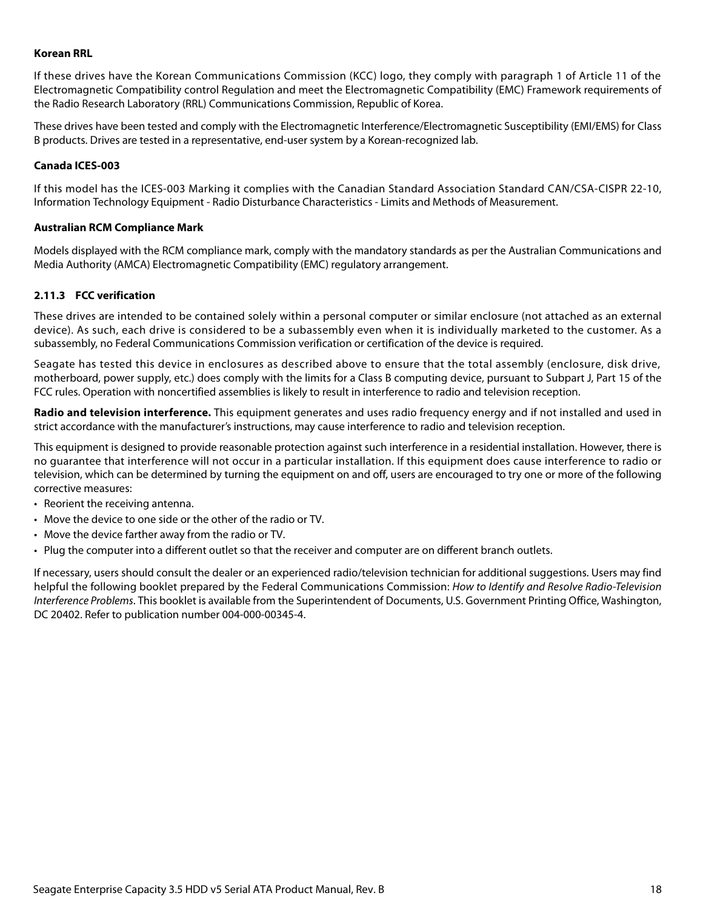**Korean RRL**

If these drives have the Korean Communications Commission (KCC) logo, they comply with paragraph 1 of Article 11 of the Electromagnetic Compatibility control Regulation and meet the Electromagnetic Compatibility (EMC) Framework requirements of the Radio Research Laboratory (RRL) Communications Commission, Republic of Korea.

These drives have been tested and comply with the Electromagnetic Interference/Electromagnetic Susceptibility (EMI/EMS) for Class B products. Drives are tested in a representative, end-user system by a Korean-recognized lab.

**Canada ICES-003**

If this model has the ICES-003 Marking it complies with the Canadian Standard Association Standard CAN/CSA-CISPR 22-10, Information Technology Equipment - Radio Disturbance Characteristics - Limits and Methods of Measurement.

**Australian RCM Compliance Mark**

Models displayed with the RCM compliance mark, comply with the mandatory standards as per the Australian Communications and Media Authority (AMCA) Electromagnetic Compatibility (EMC) regulatory arrangement.

### 2.11.3 FCC verification

These drives are intended to be contained solely within a personal computer or similar enclosure (not attached as an external device). As such, each drive is considered to be a subassembly even when it is individually marketed to the customer. As a subassembly, no Federal Communications Commission verification or certification of the device is required.

Seagate has tested this device in enclosures as described above to ensure that the total assembly (enclosure, disk drive, motherboard, power supply, etc.) does comply with the limits for a Class B computing device, pursuant to Subpart J, Part 15 of the FCC rules. Operation with noncertified assemblies is likely to result in interference to radio and television reception.

**Radio and television interference.** This equipment generates and uses radio frequency energy and if not installed and used in strict accordance with the manufacturer's instructions, may cause interference to radio and television reception.

This equipment is designed to provide reasonable protection against such interference in a residential installation. However, there is no guarantee that interference will not occur in a particular installation. If this equipment does cause interference to radio or television, which can be determined by turning the equipment on and off, users are encouraged to try one or more of the following corrective measures:

- Reorient the receiving antenna.
- Move the device to one side or the other of the radio or TV.
- Move the device farther away from the radio or TV.
- Plug the computer into a different outlet so that the receiver and computer are on different branch outlets.

If necessary, users should consult the dealer or an experienced radio/television technician for additional suggestions. Users may find helpful the following booklet prepared by the Federal Communications Commission: *How to Identify and Resolve Radio-Television Interference Problems*. This booklet is available from the Superintendent of Documents, U.S. Government Printing Office, Washington, DC 20402. Refer to publication number 004-000-00345-4.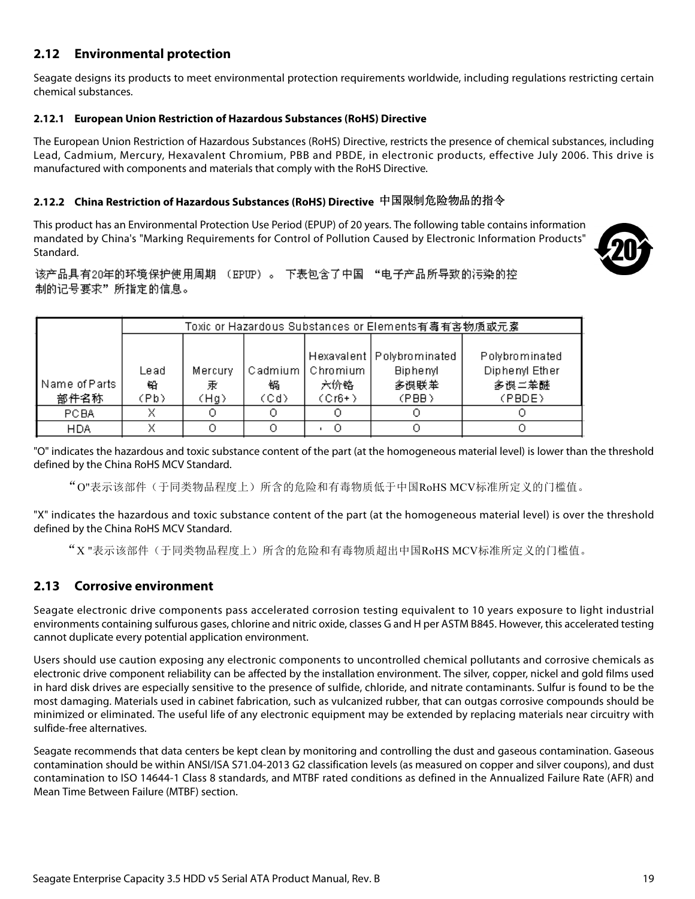## 2.12 Environmental protection

Seagate designs its products to meet environmental protection requirements worldwide, including regulations restricting certain chemical substances.

### 2.12.1 European Union Restriction of Hazardous Substances (RoHS) Directive

The European Union Restriction of Hazardous Substances (RoHS) Directive, restricts the presence of chemical substances, including Lead, Cadmium, Mercury, Hexavalent Chromium, PBB and PBDE, in electronic products, effective July 2006. This drive is manufactured with components and materials that comply with the RoHS Directive.

### 2.12.2 China Restriction of Hazardous Substances (RoHS) Directive 中国限制危险物品的指令

This product has an Environmental Protection Use Period (EPUP) of 20 years. The following table contains information mandated by China's "Marking Requirements for Control of Pollution Caused by Electronic Information Products" Standard.

该产品具有20年的环境保护使用周期 （EPUP）。 下表包含了中国 “电子产品所导致的污染的控制的记号要求”所指定的信息。

| Name of Parts 部件名称 | Toxic or Hazardous Substances or Elements有毒有害物质或元素 | | | | | |
|---|---|---|---|---|---|---|
| | Lead 铅 (Pb) | Mercury 汞 (Hg) | Cadmium 镉 (Cd) | Hexavalent Chromium 六价铬 (Cr6+) | Polybrominated Biphenyl 多溴联苯 (PBB) | Polybrominated Diphenyl Ether 多溴二苯醚 (PBDE) |
| PCBA | X | O | O | O | O | O |
| HDA | X | O | O | O | O | O |

"O" indicates the hazardous and toxic substance content of the part (at the homogeneous material level) is lower than the threshold defined by the China RoHS MCV Standard.

“O"表示该部件（于同类物品程度上）所含的危险和有毒物质低于中国RoHS MCV标准所定义的门槛值。

"X" indicates the hazardous and toxic substance content of the part (at the homogeneous material level) is over the threshold defined by the China RoHS MCV Standard.

“X "表示该部件（于同类物品程度上）所含的危险和有毒物质超出中国RoHS MCV标准所定义的门槛值。

## 2.13 Corrosive environment

Seagate electronic drive components pass accelerated corrosion testing equivalent to 10 years exposure to light industrial environments containing sulfurous gases, chlorine and nitric oxide, classes G and H per ASTM B845. However, this accelerated testing cannot duplicate every potential application environment.

Users should use caution exposing any electronic components to uncontrolled chemical pollutants and corrosive chemicals as electronic drive component reliability can be affected by the installation environment. The silver, copper, nickel and gold films used in hard disk drives are especially sensitive to the presence of sulfide, chloride, and nitrate contaminants. Sulfur is found to be the most damaging. Materials used in cabinet fabrication, such as vulcanized rubber, that can outgas corrosive compounds should be minimized or eliminated. The useful life of any electronic equipment may be extended by replacing materials near circuitry with sulfide-free alternatives.

Seagate recommends that data centers be kept clean by monitoring and controlling the dust and gaseous contamination. Gaseous contamination should be within ANSI/ISA S71.04-2013 G2 classification levels (as measured on copper and silver coupons), and dust contamination to ISO 14644-1 Class 8 standards, and MTBF rated conditions as defined in the Annualized Failure Rate (AFR) and Mean Time Between Failure (MTBF) section.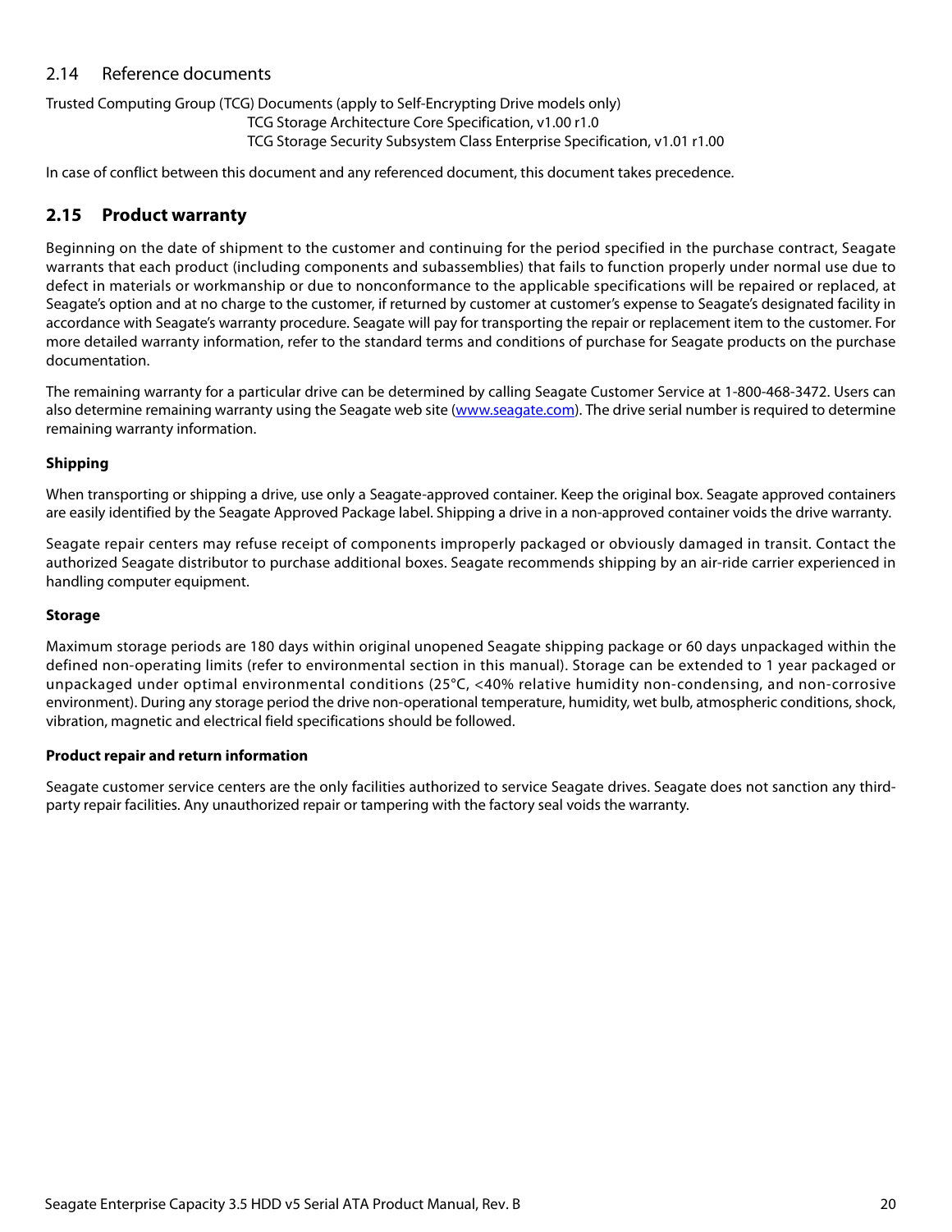## 2.14 Reference documents

Trusted Computing Group (TCG) Documents (apply to Self-Encrypting Drive models only)

TCG Storage Architecture Core Specification, v1.00 r1.0

TCG Storage Security Subsystem Class Enterprise Specification, v1.01 r1.00

In case of conflict between this document and any referenced document, this document takes precedence.

## 2.15 Product warranty

Beginning on the date of shipment to the customer and continuing for the period specified in the purchase contract, Seagate warrants that each product (including components and subassemblies) that fails to function properly under normal use due to defect in materials or workmanship or due to nonconformance to the applicable specifications will be repaired or replaced, at Seagate's option and at no charge to the customer, if returned by customer at customer's expense to Seagate's designated facility in accordance with Seagate's warranty procedure. Seagate will pay for transporting the repair or replacement item to the customer. For more detailed warranty information, refer to the standard terms and conditions of purchase for Seagate products on the purchase documentation.

The remaining warranty for a particular drive can be determined by calling Seagate Customer Service at 1-800-468-3472. Users can also determine remaining warranty using the Seagate web site (www.seagate.com). The drive serial number is required to determine remaining warranty information.

**Shipping**

When transporting or shipping a drive, use only a Seagate-approved container. Keep the original box. Seagate approved containers are easily identified by the Seagate Approved Package label. Shipping a drive in a non-approved container voids the drive warranty.

Seagate repair centers may refuse receipt of components improperly packaged or obviously damaged in transit. Contact the authorized Seagate distributor to purchase additional boxes. Seagate recommends shipping by an air-ride carrier experienced in handling computer equipment.

**Storage**

Maximum storage periods are 180 days within original unopened Seagate shipping package or 60 days unpackaged within the defined non-operating limits (refer to environmental section in this manual). Storage can be extended to 1 year packaged or unpackaged under optimal environmental conditions (25°C, <40% relative humidity non-condensing, and non-corrosive environment). During any storage period the drive non-operational temperature, humidity, wet bulb, atmospheric conditions, shock, vibration, magnetic and electrical field specifications should be followed.

**Product repair and return information**

Seagate customer service centers are the only facilities authorized to service Seagate drives. Seagate does not sanction any third-party repair facilities. Any unauthorized repair or tampering with the factory seal voids the warranty.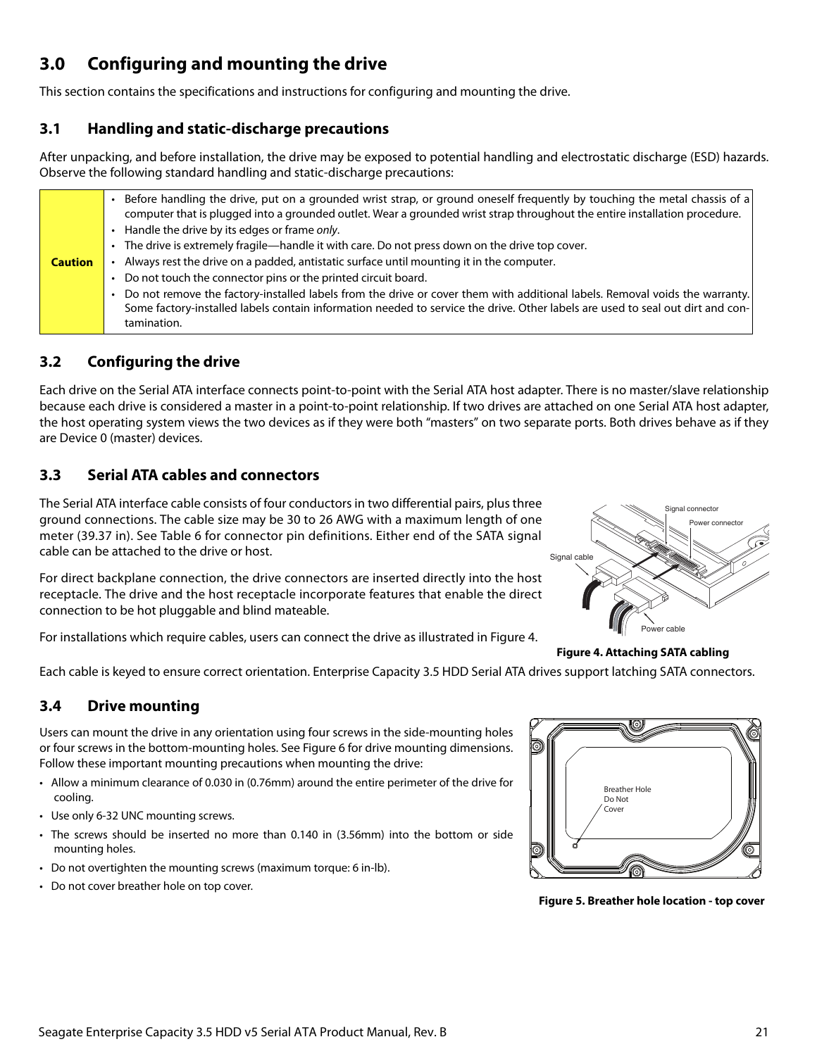## 3.0 Configuring and mounting the drive

This section contains the specifications and instructions for configuring and mounting the drive.

### 3.1 Handling and static-discharge precautions

After unpacking, and before installation, the drive may be exposed to potential handling and electrostatic discharge (ESD) hazards. Observe the following standard handling and static-discharge precautions:

| Caution | • Before handling the drive, put on a grounded wrist strap, or ground oneself frequently by touching the metal chassis of a computer that is plugged into a grounded outlet. Wear a grounded wrist strap throughout the entire installation procedure.<br>• Handle the drive by its edges or frame *only*.<br>• The drive is extremely fragile—handle it with care. Do not press down on the drive top cover.<br>• Always rest the drive on a padded, antistatic surface until mounting it in the computer.<br>• Do not touch the connector pins or the printed circuit board.<br>• Do not remove the factory-installed labels from the drive or cover them with additional labels. Removal voids the warranty. Some factory-installed labels contain information needed to service the drive. Other labels are used to seal out dirt and contamination. |
|---|---|

### 3.2 Configuring the drive

Each drive on the Serial ATA interface connects point-to-point with the Serial ATA host adapter. There is no master/slave relationship because each drive is considered a master in a point-to-point relationship. If two drives are attached on one Serial ATA host adapter, the host operating system views the two devices as if they were both "masters" on two separate ports. Both drives behave as if they are Device 0 (master) devices.

### 3.3 Serial ATA cables and connectors

The Serial ATA interface cable consists of four conductors in two differential pairs, plus three ground connections. The cable size may be 30 to 26 AWG with a maximum length of one meter (39.37 in). See Table 6 for connector pin definitions. Either end of the SATA signal cable can be attached to the drive or host.

For direct backplane connection, the drive connectors are inserted directly into the host receptacle. The drive and the host receptacle incorporate features that enable the direct connection to be hot pluggable and blind mateable.

For installations which require cables, users can connect the drive as illustrated in Figure 4.

**Figure 4. Attaching SATA cabling**

Each cable is keyed to ensure correct orientation. Enterprise Capacity 3.5 HDD Serial ATA drives support latching SATA connectors.

### 3.4 Drive mounting

Users can mount the drive in any orientation using four screws in the side-mounting holes or four screws in the bottom-mounting holes. See Figure 6 for drive mounting dimensions. Follow these important mounting precautions when mounting the drive:

- Allow a minimum clearance of 0.030 in (0.76mm) around the entire perimeter of the drive for cooling.
- Use only 6-32 UNC mounting screws.
- The screws should be inserted no more than 0.140 in (3.56mm) into the bottom or side mounting holes.
- Do not overtighten the mounting screws (maximum torque: 6 in-lb).
- Do not cover breather hole on top cover.

**Figure 5. Breather hole location - top cover**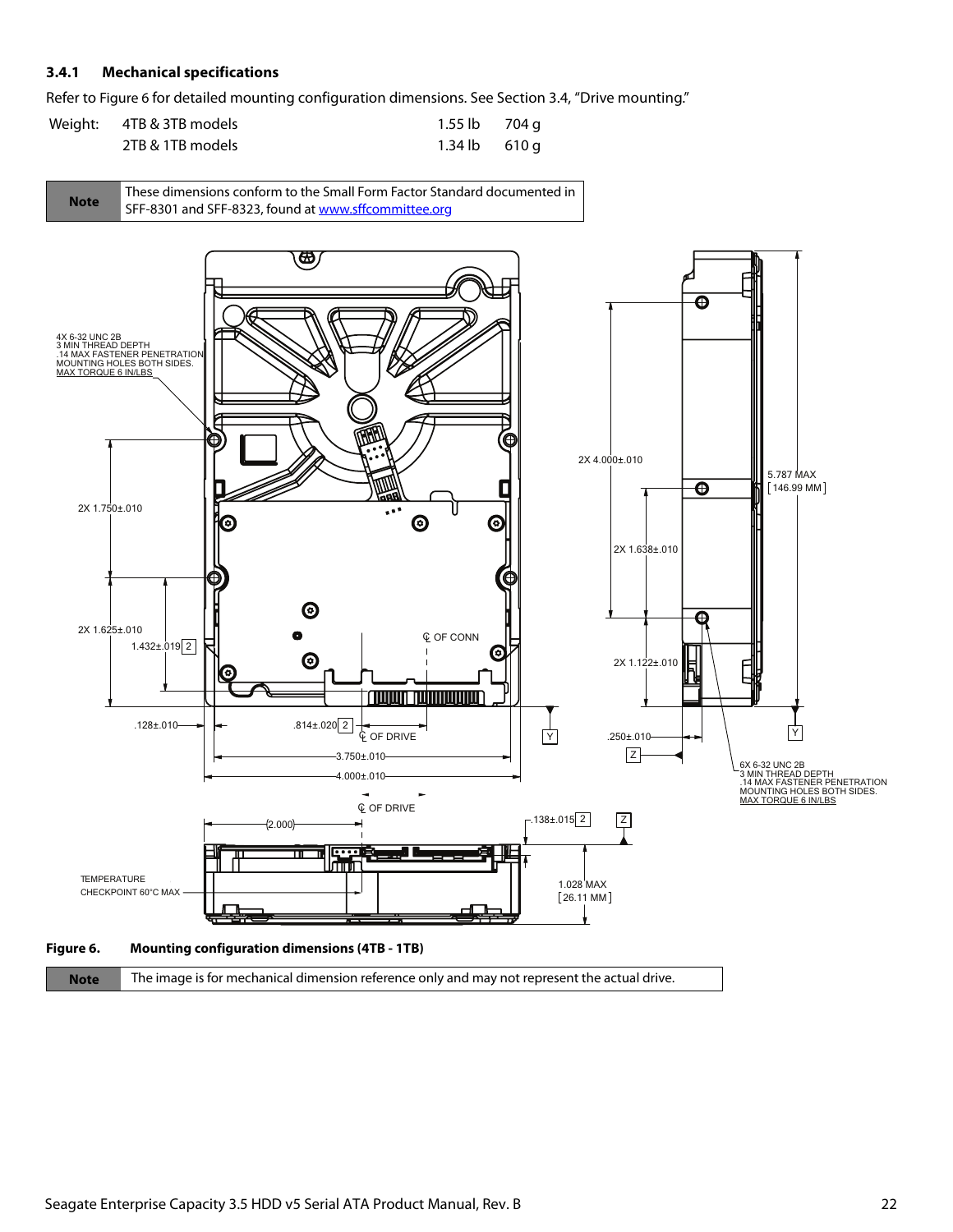### 3.4.1 Mechanical specifications

Refer to Figure 6 for detailed mounting configuration dimensions. See Section 3.4, "Drive mounting."

| Weight: | | | |
|---|---|---|---|
| | 4TB & 3TB models | 1.55 lb | 704 g |
| | 2TB & 1TB models | 1.34 lb | 610 g |

| **Note** | These dimensions conform to the Small Form Factor Standard documented in SFF-8301 and SFF-8323, found at www.sffcommittee.org |
|---|---|

**Figure 6. Mounting configuration dimensions (4TB - 1TB)**

| **Note** | The image is for mechanical dimension reference only and may not represent the actual drive. |
|---|---|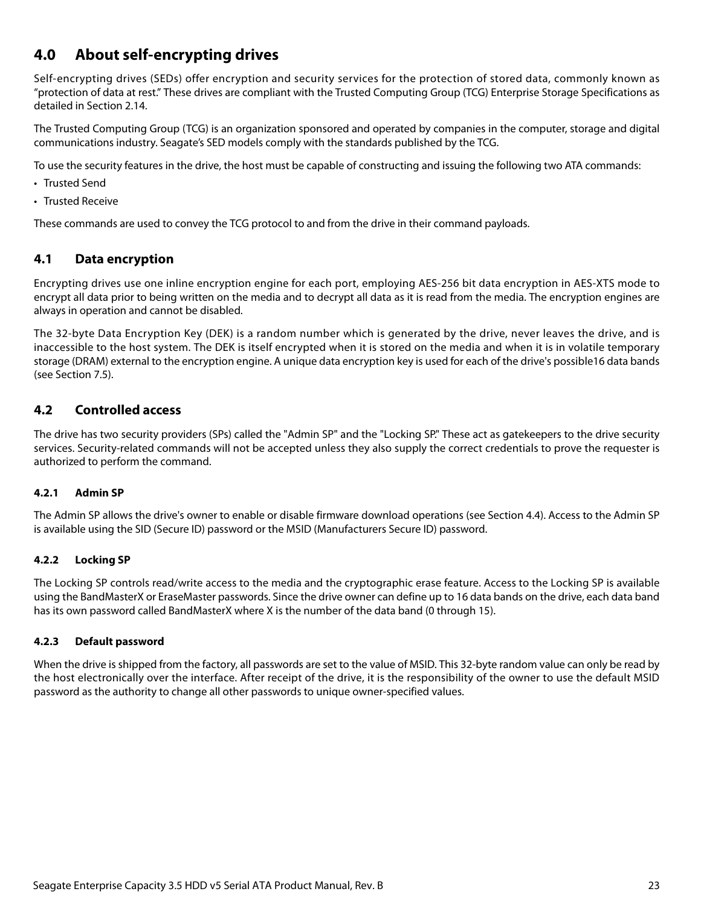# 4.0 About self-encrypting drives

Self-encrypting drives (SEDs) offer encryption and security services for the protection of stored data, commonly known as "protection of data at rest." These drives are compliant with the Trusted Computing Group (TCG) Enterprise Storage Specifications as detailed in Section 2.14.

The Trusted Computing Group (TCG) is an organization sponsored and operated by companies in the computer, storage and digital communications industry. Seagate's SED models comply with the standards published by the TCG.

To use the security features in the drive, the host must be capable of constructing and issuing the following two ATA commands:

- Trusted Send
- Trusted Receive

These commands are used to convey the TCG protocol to and from the drive in their command payloads.

## 4.1 Data encryption

Encrypting drives use one inline encryption engine for each port, employing AES-256 bit data encryption in AES-XTS mode to encrypt all data prior to being written on the media and to decrypt all data as it is read from the media. The encryption engines are always in operation and cannot be disabled.

The 32-byte Data Encryption Key (DEK) is a random number which is generated by the drive, never leaves the drive, and is inaccessible to the host system. The DEK is itself encrypted when it is stored on the media and when it is in volatile temporary storage (DRAM) external to the encryption engine. A unique data encryption key is used for each of the drive's possible16 data bands (see Section 7.5).

## 4.2 Controlled access

The drive has two security providers (SPs) called the "Admin SP" and the "Locking SP." These act as gatekeepers to the drive security services. Security-related commands will not be accepted unless they also supply the correct credentials to prove the requester is authorized to perform the command.

### 4.2.1 Admin SP

The Admin SP allows the drive's owner to enable or disable firmware download operations (see Section 4.4). Access to the Admin SP is available using the SID (Secure ID) password or the MSID (Manufacturers Secure ID) password.

### 4.2.2 Locking SP

The Locking SP controls read/write access to the media and the cryptographic erase feature. Access to the Locking SP is available using the BandMasterX or EraseMaster passwords. Since the drive owner can define up to 16 data bands on the drive, each data band has its own password called BandMasterX where X is the number of the data band (0 through 15).

### 4.2.3 Default password

When the drive is shipped from the factory, all passwords are set to the value of MSID. This 32-byte random value can only be read by the host electronically over the interface. After receipt of the drive, it is the responsibility of the owner to use the default MSID password as the authority to change all other passwords to unique owner-specified values.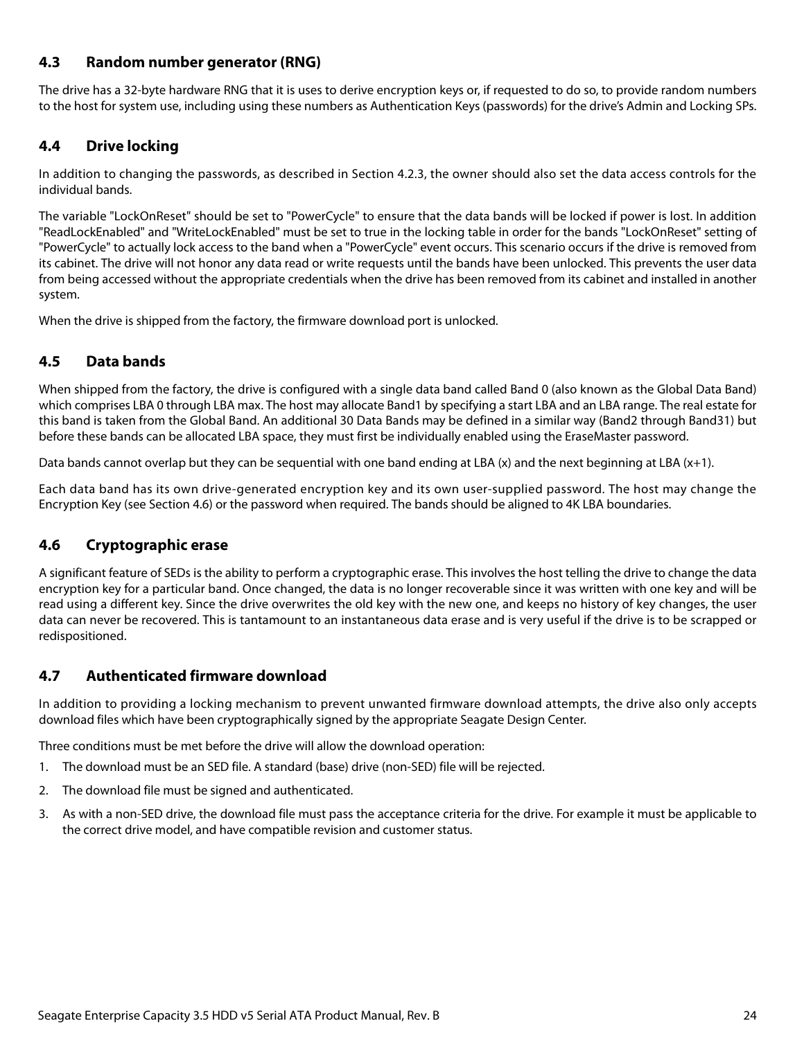## 4.3 Random number generator (RNG)

The drive has a 32-byte hardware RNG that it is uses to derive encryption keys or, if requested to do so, to provide random numbers to the host for system use, including using these numbers as Authentication Keys (passwords) for the drive's Admin and Locking SPs.

## 4.4 Drive locking

In addition to changing the passwords, as described in Section 4.2.3, the owner should also set the data access controls for the individual bands.

The variable "LockOnReset" should be set to "PowerCycle" to ensure that the data bands will be locked if power is lost. In addition "ReadLockEnabled" and "WriteLockEnabled" must be set to true in the locking table in order for the bands "LockOnReset" setting of "PowerCycle" to actually lock access to the band when a "PowerCycle" event occurs. This scenario occurs if the drive is removed from its cabinet. The drive will not honor any data read or write requests until the bands have been unlocked. This prevents the user data from being accessed without the appropriate credentials when the drive has been removed from its cabinet and installed in another system.

When the drive is shipped from the factory, the firmware download port is unlocked.

## 4.5 Data bands

When shipped from the factory, the drive is configured with a single data band called Band 0 (also known as the Global Data Band) which comprises LBA 0 through LBA max. The host may allocate Band1 by specifying a start LBA and an LBA range. The real estate for this band is taken from the Global Band. An additional 30 Data Bands may be defined in a similar way (Band2 through Band31) but before these bands can be allocated LBA space, they must first be individually enabled using the EraseMaster password.

Data bands cannot overlap but they can be sequential with one band ending at LBA (x) and the next beginning at LBA (x+1).

Each data band has its own drive-generated encryption key and its own user-supplied password. The host may change the Encryption Key (see Section 4.6) or the password when required. The bands should be aligned to 4K LBA boundaries.

## 4.6 Cryptographic erase

A significant feature of SEDs is the ability to perform a cryptographic erase. This involves the host telling the drive to change the data encryption key for a particular band. Once changed, the data is no longer recoverable since it was written with one key and will be read using a different key. Since the drive overwrites the old key with the new one, and keeps no history of key changes, the user data can never be recovered. This is tantamount to an instantaneous data erase and is very useful if the drive is to be scrapped or redispositioned.

## 4.7 Authenticated firmware download

In addition to providing a locking mechanism to prevent unwanted firmware download attempts, the drive also only accepts download files which have been cryptographically signed by the appropriate Seagate Design Center.

Three conditions must be met before the drive will allow the download operation:

1. The download must be an SED file. A standard (base) drive (non-SED) file will be rejected.
2. The download file must be signed and authenticated.
3. As with a non-SED drive, the download file must pass the acceptance criteria for the drive. For example it must be applicable to the correct drive model, and have compatible revision and customer status.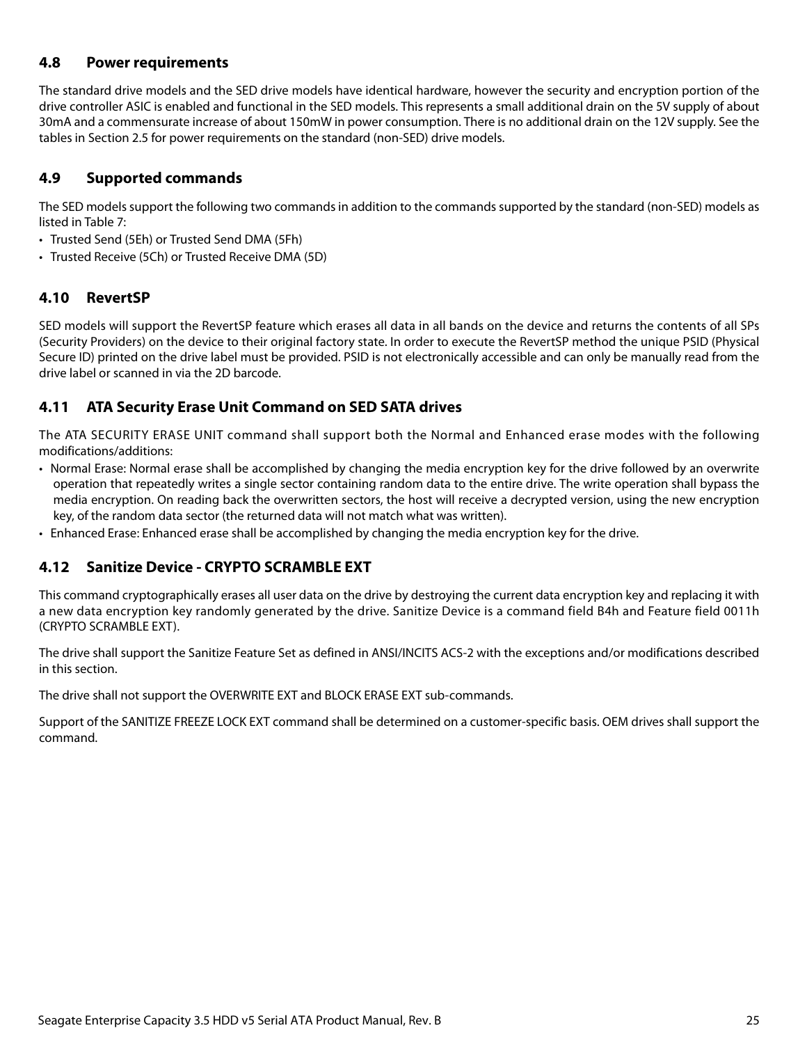## 4.8 Power requirements

The standard drive models and the SED drive models have identical hardware, however the security and encryption portion of the drive controller ASIC is enabled and functional in the SED models. This represents a small additional drain on the 5V supply of about 30mA and a commensurate increase of about 150mW in power consumption. There is no additional drain on the 12V supply. See the tables in Section 2.5 for power requirements on the standard (non-SED) drive models.

## 4.9 Supported commands

The SED models support the following two commands in addition to the commands supported by the standard (non-SED) models as listed in Table 7:

- Trusted Send (5Eh) or Trusted Send DMA (5Fh)
- Trusted Receive (5Ch) or Trusted Receive DMA (5D)

## 4.10 RevertSP

SED models will support the RevertSP feature which erases all data in all bands on the device and returns the contents of all SPs (Security Providers) on the device to their original factory state. In order to execute the RevertSP method the unique PSID (Physical Secure ID) printed on the drive label must be provided. PSID is not electronically accessible and can only be manually read from the drive label or scanned in via the 2D barcode.

## 4.11 ATA Security Erase Unit Command on SED SATA drives

The ATA SECURITY ERASE UNIT command shall support both the Normal and Enhanced erase modes with the following modifications/additions:

- Normal Erase: Normal erase shall be accomplished by changing the media encryption key for the drive followed by an overwrite operation that repeatedly writes a single sector containing random data to the entire drive. The write operation shall bypass the media encryption. On reading back the overwritten sectors, the host will receive a decrypted version, using the new encryption key, of the random data sector (the returned data will not match what was written).
- Enhanced Erase: Enhanced erase shall be accomplished by changing the media encryption key for the drive.

## 4.12 Sanitize Device - CRYPTO SCRAMBLE EXT

This command cryptographically erases all user data on the drive by destroying the current data encryption key and replacing it with a new data encryption key randomly generated by the drive. Sanitize Device is a command field B4h and Feature field 0011h (CRYPTO SCRAMBLE EXT).

The drive shall support the Sanitize Feature Set as defined in ANSI/INCITS ACS-2 with the exceptions and/or modifications described in this section.

The drive shall not support the OVERWRITE EXT and BLOCK ERASE EXT sub-commands.

Support of the SANITIZE FREEZE LOCK EXT command shall be determined on a customer-specific basis. OEM drives shall support the command.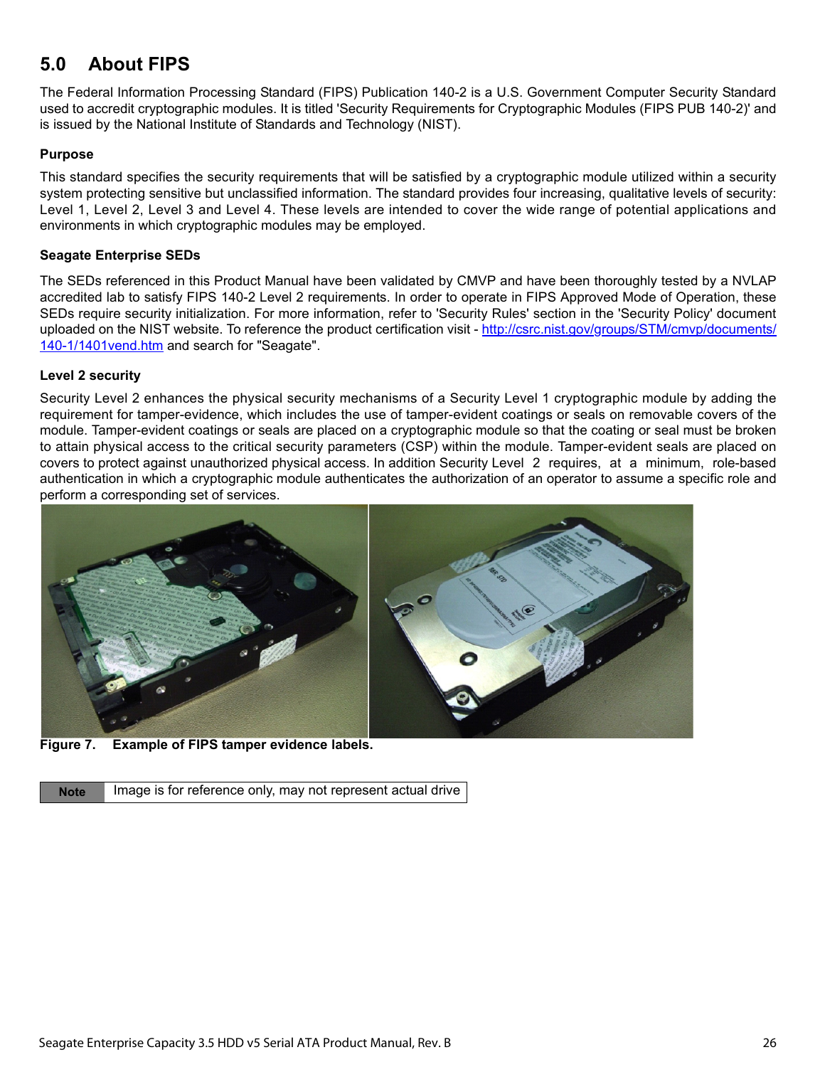## 5.0 About FIPS

The Federal Information Processing Standard (FIPS) Publication 140-2 is a U.S. Government Computer Security Standard used to accredit cryptographic modules. It is titled 'Security Requirements for Cryptographic Modules (FIPS PUB 140-2)' and is issued by the National Institute of Standards and Technology (NIST).

### Purpose

This standard specifies the security requirements that will be satisfied by a cryptographic module utilized within a security system protecting sensitive but unclassified information. The standard provides four increasing, qualitative levels of security: Level 1, Level 2, Level 3 and Level 4. These levels are intended to cover the wide range of potential applications and environments in which cryptographic modules may be employed.

### Seagate Enterprise SEDs

The SEDs referenced in this Product Manual have been validated by CMVP and have been thoroughly tested by a NVLAP accredited lab to satisfy FIPS 140-2 Level 2 requirements. In order to operate in FIPS Approved Mode of Operation, these SEDs require security initialization. For more information, refer to 'Security Rules' section in the 'Security Policy' document uploaded on the NIST website. To reference the product certification visit - [http://csrc.nist.gov/groups/STM/cmvp/documents/140-1/1401vend.htm](http://csrc.nist.gov/groups/STM/cmvp/documents/140-1/1401vend.htm) and search for "Seagate".

### Level 2 security

Security Level 2 enhances the physical security mechanisms of a Security Level 1 cryptographic module by adding the requirement for tamper-evidence, which includes the use of tamper-evident coatings or seals on removable covers of the module. Tamper-evident coatings or seals are placed on a cryptographic module so that the coating or seal must be broken to attain physical access to the critical security parameters (CSP) within the module. Tamper-evident seals are placed on covers to protect against unauthorized physical access. In addition Security Level 2 requires, at a minimum, role-based authentication in which a cryptographic module authenticates the authorization of an operator to assume a specific role and perform a corresponding set of services.

**Figure 7. Example of FIPS tamper evidence labels.**

| Note | Image is for reference only, may not represent actual drive |
|---|---|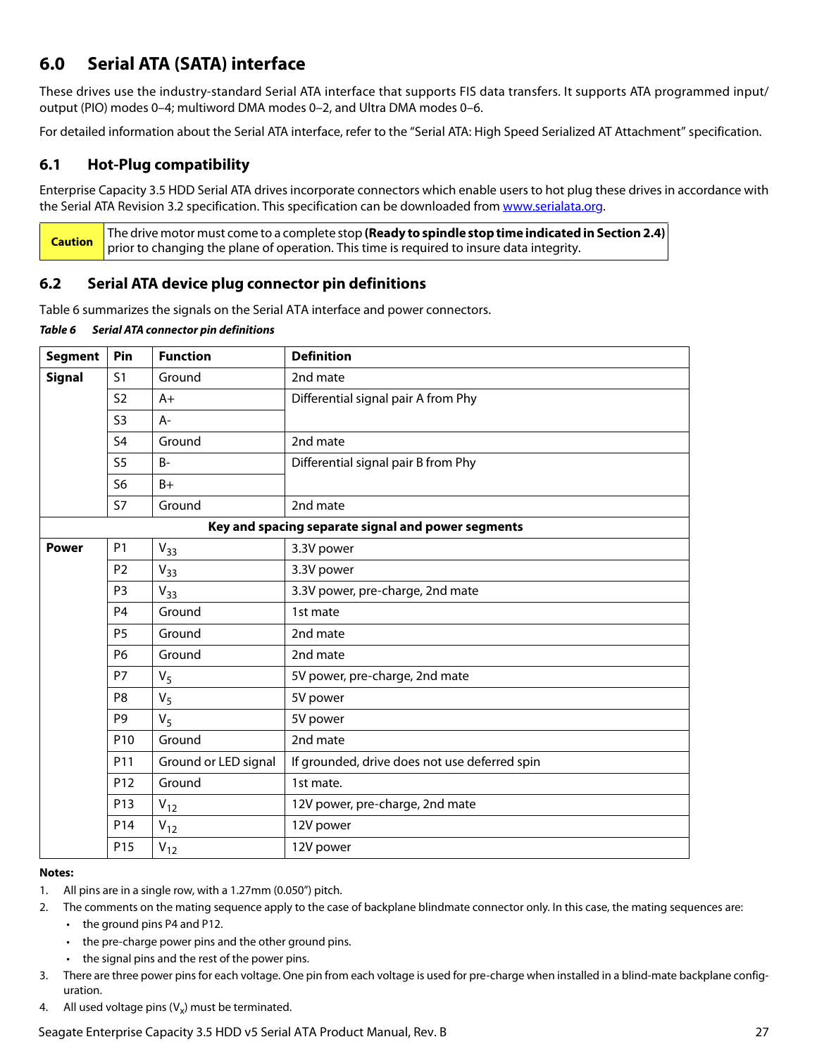## 6.0 Serial ATA (SATA) interface

These drives use the industry-standard Serial ATA interface that supports FIS data transfers. It supports ATA programmed input/output (PIO) modes 0–4; multiword DMA modes 0–2, and Ultra DMA modes 0–6.

For detailed information about the Serial ATA interface, refer to the "Serial ATA: High Speed Serialized AT Attachment" specification.

### 6.1 Hot-Plug compatibility

Enterprise Capacity 3.5 HDD Serial ATA drives incorporate connectors which enable users to hot plug these drives in accordance with the Serial ATA Revision 3.2 specification. This specification can be downloaded from www.serialata.org.

| **Caution** | The drive motor must come to a complete stop **(Ready to spindle stop time indicated in Section 2.4)** prior to changing the plane of operation. This time is required to insure data integrity. |
|---|---|

### 6.2 Serial ATA device plug connector pin definitions

Table 6 summarizes the signals on the Serial ATA interface and power connectors.

***Table 6 Serial ATA connector pin definitions***

| Segment | Pin | Function | Definition |
|---|---|---|---|
| **Signal** | S1 | Ground | 2nd mate |
| | S2 | A+ | Differential signal pair A from Phy |
| | S3 | A- | |
| | S4 | Ground | 2nd mate |
| | S5 | B- | Differential signal pair B from Phy |
| | S6 | B+ | |
| | S7 | Ground | 2nd mate |
| | | **Key and spacing separate signal and power segments** | |
| **Power** | P1 | $V_{33}$ | 3.3V power |
| | P2 | $V_{33}$ | 3.3V power |
| | P3 | $V_{33}$ | 3.3V power, pre-charge, 2nd mate |
| | P4 | Ground | 1st mate |
| | P5 | Ground | 2nd mate |
| | P6 | Ground | 2nd mate |
| | P7 | $V_5$ | 5V power, pre-charge, 2nd mate |
| | P8 | $V_5$ | 5V power |
| | P9 | $V_5$ | 5V power |
| | P10 | Ground | 2nd mate |
| | P11 | Ground or LED signal | If grounded, drive does not use deferred spin |
| | P12 | Ground | 1st mate. |
| | P13 | $V_{12}$ | 12V power, pre-charge, 2nd mate |
| | P14 | $V_{12}$ | 12V power |
| | P15 | $V_{12}$ | 12V power |

**Notes:**

1. All pins are in a single row, with a 1.27mm (0.050") pitch.
2. The comments on the mating sequence apply to the case of backplane blindmate connector only. In this case, the mating sequences are:
   - the ground pins P4 and P12.
   - the pre-charge power pins and the other ground pins.
   - the signal pins and the rest of the power pins.
3. There are three power pins for each voltage. One pin from each voltage is used for pre-charge when installed in a blind-mate backplane configuration.
4. All used voltage pins ($V_x$) must be terminated.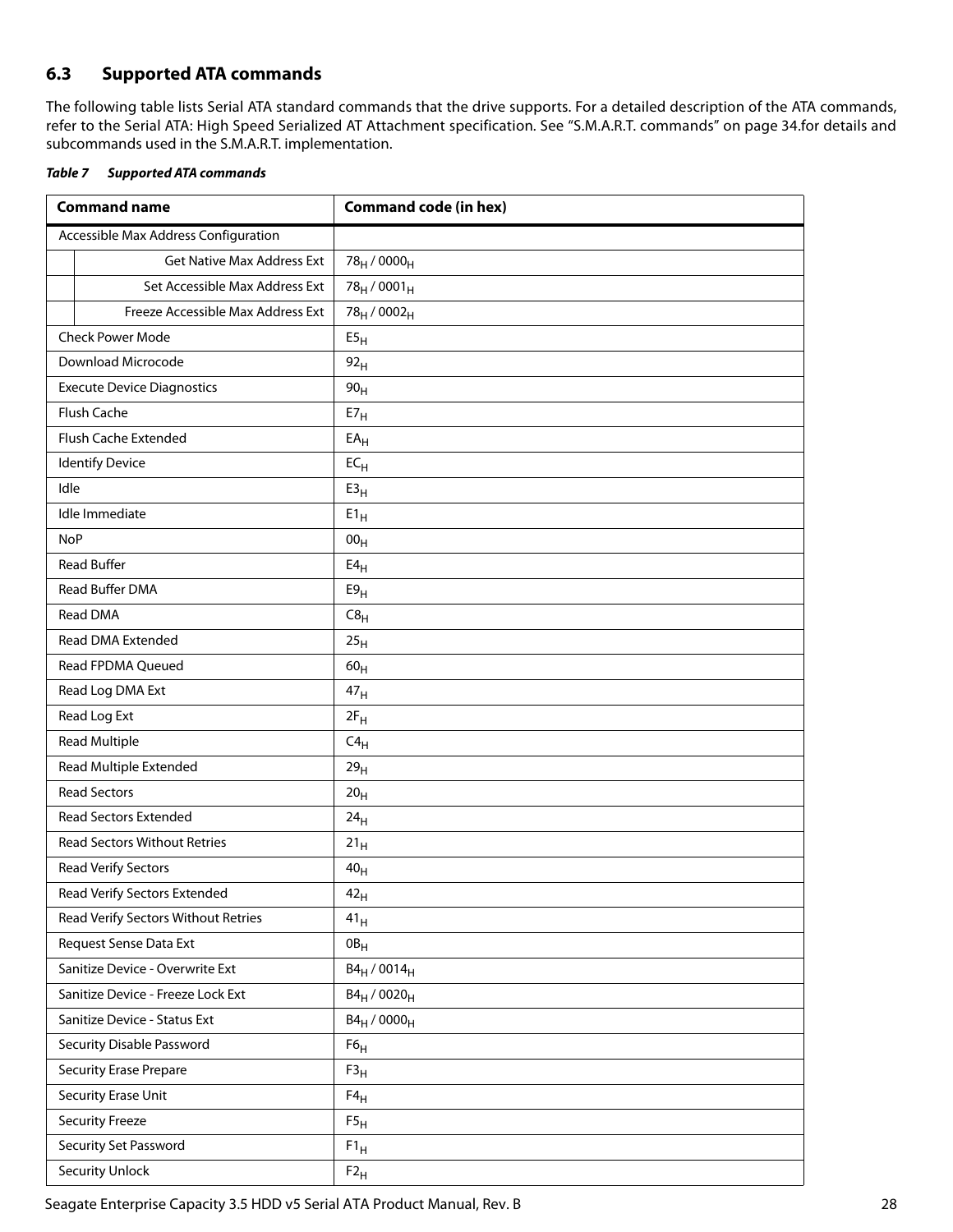## 6.3 Supported ATA commands

The following table lists Serial ATA standard commands that the drive supports. For a detailed description of the ATA commands, refer to the Serial ATA: High Speed Serialized AT Attachment specification. See "S.M.A.R.T. commands" on page 34.for details and subcommands used in the S.M.A.R.T. implementation.

***Table 7 Supported ATA commands***

| Command name | | Command code (in hex) |
|---|---|---|
| Accessible Max Address Configuration | | |
| | Get Native Max Address Ext | $78_H$ / $0000_H$ |
| | Set Accessible Max Address Ext | $78_H$ / $0001_H$ |
| | Freeze Accessible Max Address Ext | $78_H$ / $0002_H$ |
| Check Power Mode | | $E5_H$ |
| Download Microcode | | $92_H$ |
| Execute Device Diagnostics | | $90_H$ |
| Flush Cache | | $E7_H$ |
| Flush Cache Extended | | $EA_H$ |
| Identify Device | | $EC_H$ |
| Idle | | $E3_H$ |
| Idle Immediate | | $E1_H$ |
| NoP | | $00_H$ |
| Read Buffer | | $E4_H$ |
| Read Buffer DMA | | $E9_H$ |
| Read DMA | | $C8_H$ |
| Read DMA Extended | | $25_H$ |
| Read FPDMA Queued | | $60_H$ |
| Read Log DMA Ext | | $47_H$ |
| Read Log Ext | | $2F_H$ |
| Read Multiple | | $C4_H$ |
| Read Multiple Extended | | $29_H$ |
| Read Sectors | | $20_H$ |
| Read Sectors Extended | | $24_H$ |
| Read Sectors Without Retries | | $21_H$ |
| Read Verify Sectors | | $40_H$ |
| Read Verify Sectors Extended | | $42_H$ |
| Read Verify Sectors Without Retries | | $41_H$ |
| Request Sense Data Ext | | $0B_H$ |
| Sanitize Device - Overwrite Ext | | $B4_H$ / $0014_H$ |
| Sanitize Device - Freeze Lock Ext | | $B4_H$ / $0020_H$ |
| Sanitize Device - Status Ext | | $B4_H$ / $0000_H$ |
| Security Disable Password | | $F6_H$ |
| Security Erase Prepare | | $F3_H$ |
| Security Erase Unit | | $F4_H$ |
| Security Freeze | | $F5_H$ |
| Security Set Password | | $F1_H$ |
| Security Unlock | | $F2_H$ |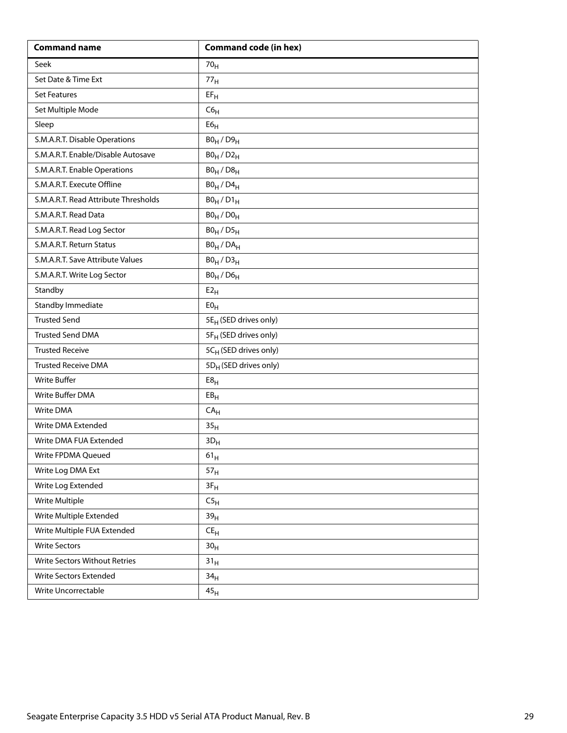| Command name | Command code (in hex) |
|---|---|
| Seek | $70_H$ |
| Set Date & Time Ext | $77_H$ |
| Set Features | $EF_H$ |
| Set Multiple Mode | $C6_H$ |
| Sleep | $E6_H$ |
| S.M.A.R.T. Disable Operations | $B0_H$ / $D9_H$ |
| S.M.A.R.T. Enable/Disable Autosave | $B0_H$ / $D2_H$ |
| S.M.A.R.T. Enable Operations | $B0_H$ / $D8_H$ |
| S.M.A.R.T. Execute Offline | $B0_H$ / $D4_H$ |
| S.M.A.R.T. Read Attribute Thresholds | $B0_H$ / $D1_H$ |
| S.M.A.R.T. Read Data | $B0_H$ / $D0_H$ |
| S.M.A.R.T. Read Log Sector | $B0_H$ / $D5_H$ |
| S.M.A.R.T. Return Status | $B0_H$ / $DA_H$ |
| S.M.A.R.T. Save Attribute Values | $B0_H$ / $D3_H$ |
| S.M.A.R.T. Write Log Sector | $B0_H$ / $D6_H$ |
| Standby | $E2_H$ |
| Standby Immediate | $E0_H$ |
| Trusted Send | $5E_H$ (SED drives only) |
| Trusted Send DMA | $5F_H$ (SED drives only) |
| Trusted Receive | $5C_H$ (SED drives only) |
| Trusted Receive DMA | $5D_H$ (SED drives only) |
| Write Buffer | $E8_H$ |
| Write Buffer DMA | $EB_H$ |
| Write DMA | $CA_H$ |
| Write DMA Extended | $35_H$ |
| Write DMA FUA Extended | $3D_H$ |
| Write FPDMA Queued | $61_H$ |
| Write Log DMA Ext | $57_H$ |
| Write Log Extended | $3F_H$ |
| Write Multiple | $C5_H$ |
| Write Multiple Extended | $39_H$ |
| Write Multiple FUA Extended | $CE_H$ |
| Write Sectors | $30_H$ |
| Write Sectors Without Retries | $31_H$ |
| Write Sectors Extended | $34_H$ |
| Write Uncorrectable | $45_H$ |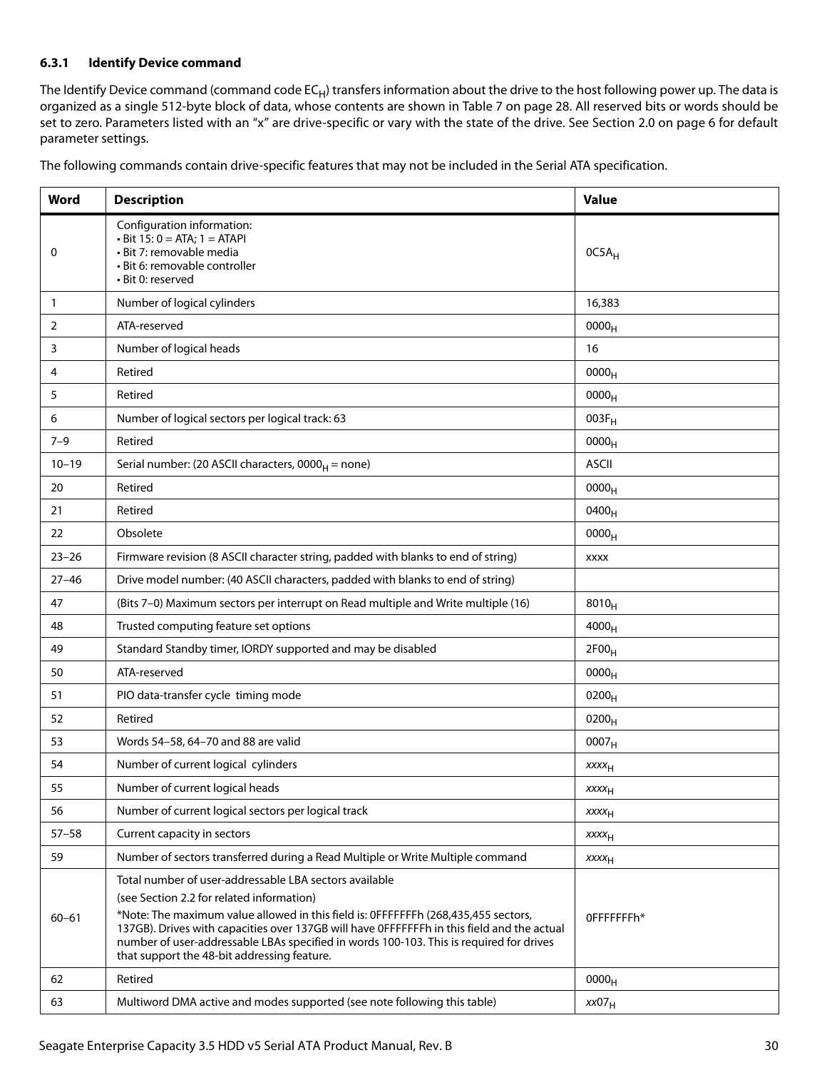### 6.3.1 Identify Device command

The Identify Device command (command code $EC_H$) transfers information about the drive to the host following power up. The data is organized as a single 512-byte block of data, whose contents are shown in Table 7 on page 28. All reserved bits or words should be set to zero. Parameters listed with an "x" are drive-specific or vary with the state of the drive. See Section 2.0 on page 6 for default parameter settings.

The following commands contain drive-specific features that may not be included in the Serial ATA specification.

| Word | Description | Value |
|---|---|---|
| 0 | Configuration information:<br>• Bit 15: 0 = ATA; 1 = ATAPI<br>• Bit 7: removable media<br>• Bit 6: removable controller<br>• Bit 0: reserved | $0C5A_H$ |
| 1 | Number of logical cylinders | 16,383 |
| 2 | ATA-reserved | $0000_H$ |
| 3 | Number of logical heads | 16 |
| 4 | Retired | $0000_H$ |
| 5 | Retired | $0000_H$ |
| 6 | Number of logical sectors per logical track: 63 | $003F_H$ |
| 7–9 | Retired | $0000_H$ |
| 10–19 | Serial number: (20 ASCII characters, $0000_H$ = none) | ASCII |
| 20 | Retired | $0000_H$ |
| 21 | Retired | $0400_H$ |
| 22 | Obsolete | $0000_H$ |
| 23–26 | Firmware revision (8 ASCII character string, padded with blanks to end of string) | xxxx |
| 27–46 | Drive model number: (40 ASCII characters, padded with blanks to end of string) | |
| 47 | (Bits 7–0) Maximum sectors per interrupt on Read multiple and Write multiple (16) | $8010_H$ |
| 48 | Trusted computing feature set options | $4000_H$ |
| 49 | Standard Standby timer, IORDY supported and may be disabled | $2F00_H$ |
| 50 | ATA-reserved | $0000_H$ |
| 51 | PIO data-transfer cycle timing mode | $0200_H$ |
| 52 | Retired | $0200_H$ |
| 53 | Words 54–58, 64–70 and 88 are valid | $0007_H$ |
| 54 | Number of current logical cylinders | $xxxx_H$ |
| 55 | Number of current logical heads | $xxxx_H$ |
| 56 | Number of current logical sectors per logical track | $xxxx_H$ |
| 57–58 | Current capacity in sectors | $xxxx_H$ |
| 59 | Number of sectors transferred during a Read Multiple or Write Multiple command | $xxxx_H$ |
| 60–61 | Total number of user-addressable LBA sectors available<br>(see Section 2.2 for related information)<br>*Note: The maximum value allowed in this field is: 0FFFFFFFh (268,435,455 sectors, 137GB). Drives with capacities over 137GB will have 0FFFFFFFh in this field and the actual number of user-addressable LBAs specified in words 100-103. This is required for drives that support the 48-bit addressing feature. | 0FFFFFFFh* |
| 62 | Retired | $0000_H$ |
| 63 | Multiword DMA active and modes supported (see note following this table) | $xx07_H$ |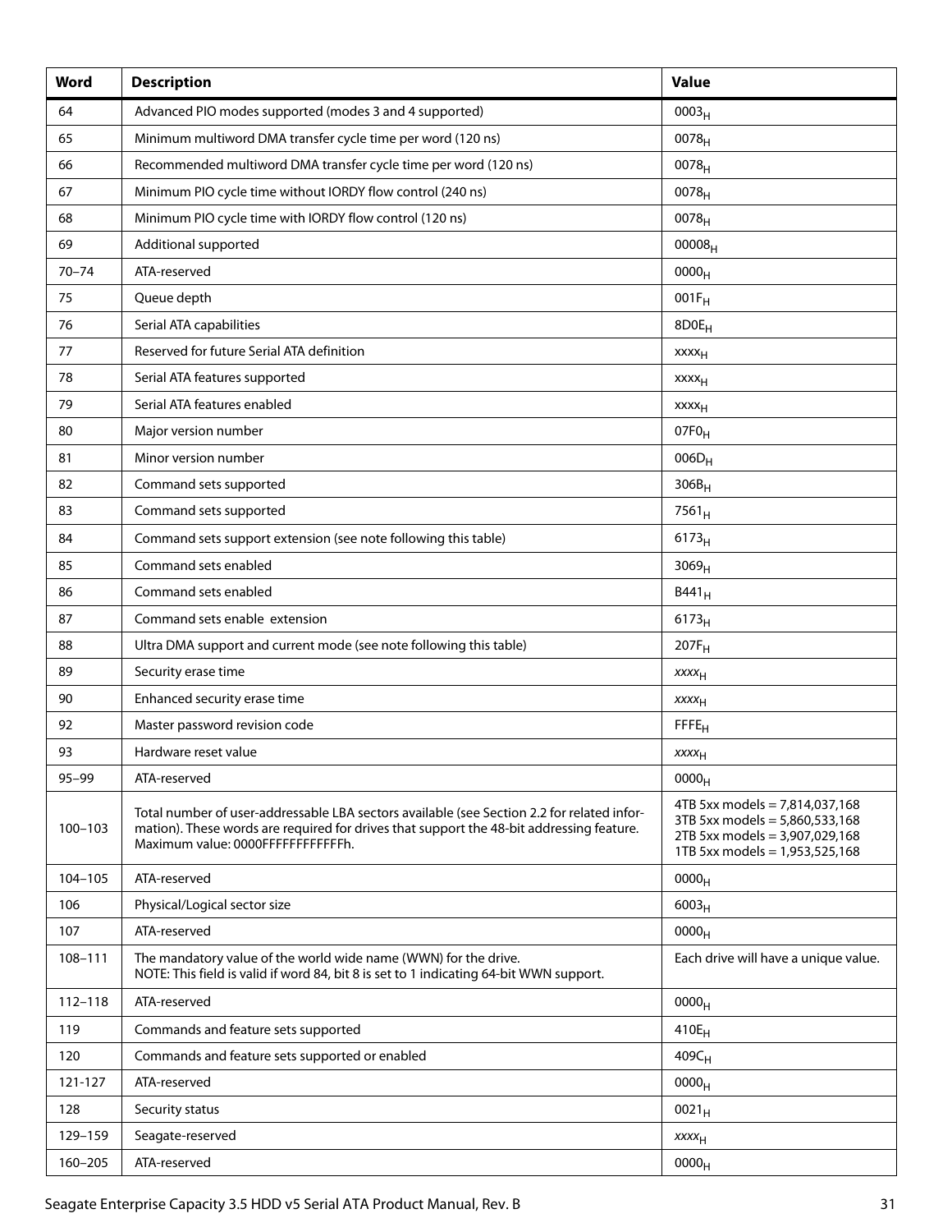| Word | Description | Value |
|---|---|---|
| 64 | Advanced PIO modes supported (modes 3 and 4 supported) | $0003_H$ |
| 65 | Minimum multiword DMA transfer cycle time per word (120 ns) | $0078_H$ |
| 66 | Recommended multiword DMA transfer cycle time per word (120 ns) | $0078_H$ |
| 67 | Minimum PIO cycle time without IORDY flow control (240 ns) | $0078_H$ |
| 68 | Minimum PIO cycle time with IORDY flow control (120 ns) | $0078_H$ |
| 69 | Additional supported | $00008_H$ |
| 70–74 | ATA-reserved | $0000_H$ |
| 75 | Queue depth | $001F_H$ |
| 76 | Serial ATA capabilities | $8D0E_H$ |
| 77 | Reserved for future Serial ATA definition | $xxxx_H$ |
| 78 | Serial ATA features supported | $xxxx_H$ |
| 79 | Serial ATA features enabled | $xxxx_H$ |
| 80 | Major version number | $07F0_H$ |
| 81 | Minor version number | $006D_H$ |
| 82 | Command sets supported | $306B_H$ |
| 83 | Command sets supported | $7561_H$ |
| 84 | Command sets support extension (see note following this table) | $6173_H$ |
| 85 | Command sets enabled | $3069_H$ |
| 86 | Command sets enabled | $B441_H$ |
| 87 | Command sets enable extension | $6173_H$ |
| 88 | Ultra DMA support and current mode (see note following this table) | $207F_H$ |
| 89 | Security erase time | $xxxx_H$ |
| 90 | Enhanced security erase time | $xxxx_H$ |
| 92 | Master password revision code | $FFFE_H$ |
| 93 | Hardware reset value | $xxxx_H$ |
| 95–99 | ATA-reserved | $0000_H$ |
| 100–103 | Total number of user-addressable LBA sectors available (see Section 2.2 for related information). These words are required for drives that support the 48-bit addressing feature. Maximum value: 0000FFFFFFFFFFFFh. | 4TB 5xx models = 7,814,037,168<br>3TB 5xx models = 5,860,533,168<br>2TB 5xx models = 3,907,029,168<br>1TB 5xx models = 1,953,525,168 |
| 104–105 | ATA-reserved | $0000_H$ |
| 106 | Physical/Logical sector size | $6003_H$ |
| 107 | ATA-reserved | $0000_H$ |
| 108–111 | The mandatory value of the world wide name (WWN) for the drive.<br>NOTE: This field is valid if word 84, bit 8 is set to 1 indicating 64-bit WWN support. | Each drive will have a unique value. |
| 112–118 | ATA-reserved | $0000_H$ |
| 119 | Commands and feature sets supported | $410E_H$ |
| 120 | Commands and feature sets supported or enabled | $409C_H$ |
| 121-127 | ATA-reserved | $0000_H$ |
| 128 | Security status | $0021_H$ |
| 129–159 | Seagate-reserved | $xxxx_H$ |
| 160–205 | ATA-reserved | $0000_H$ |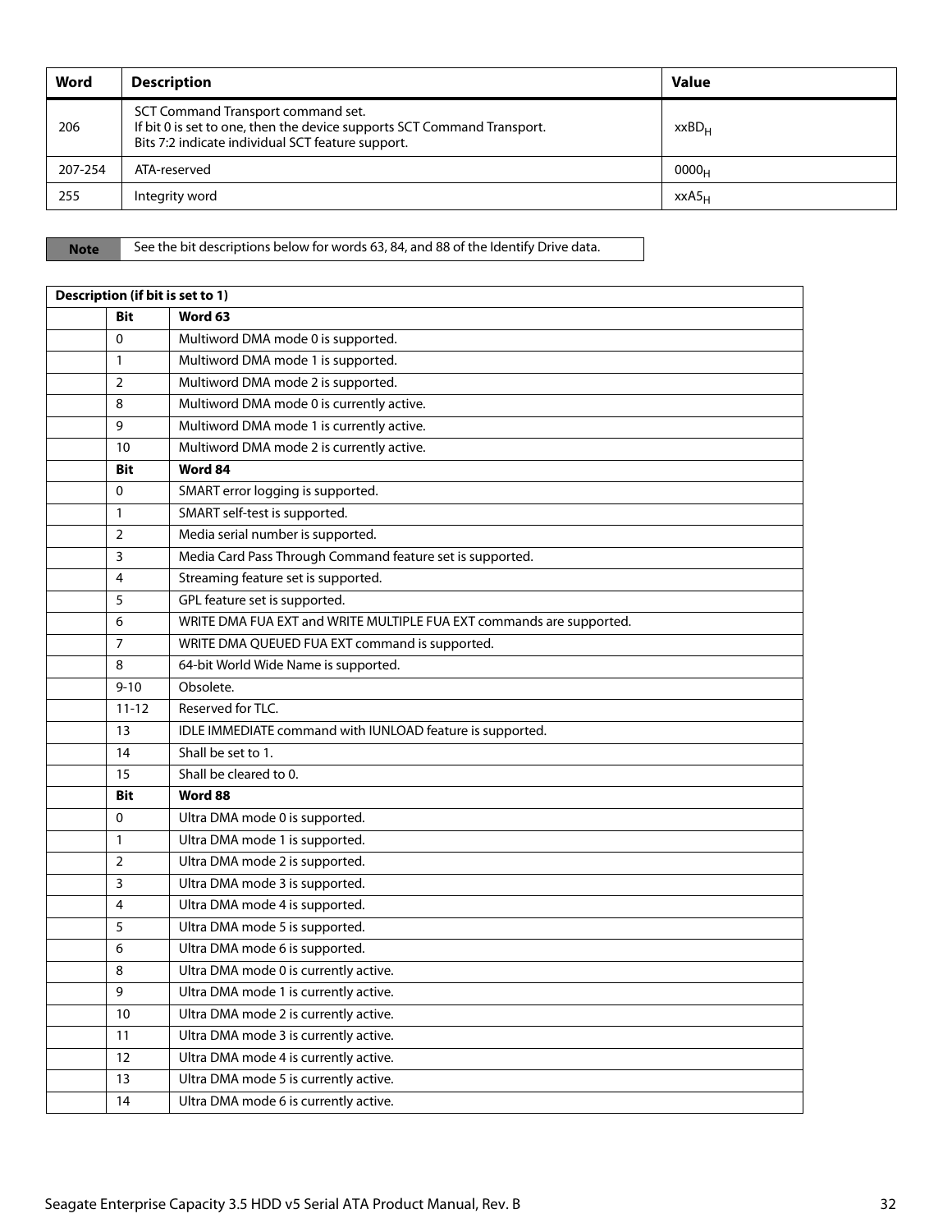| Word | Description | Value |
|---|---|---|
| 206 | SCT Command Transport command set.<br>If bit 0 is set to one, then the device supports SCT Command Transport.<br>Bits 7:2 indicate individual SCT feature support. | $xxBD_H$ |
| 207-254 | ATA-reserved | $0000_H$ |
| 255 | Integrity word | $xxA5_H$ |

**Note** See the bit descriptions below for words 63, 84, and 88 of the Identify Drive data.

| Description (if bit is set to 1) | | |
|---|---|---|
| | **Bit** | **Word 63** |
| | 0 | Multiword DMA mode 0 is supported. |
| | 1 | Multiword DMA mode 1 is supported. |
| | 2 | Multiword DMA mode 2 is supported. |
| | 8 | Multiword DMA mode 0 is currently active. |
| | 9 | Multiword DMA mode 1 is currently active. |
| | 10 | Multiword DMA mode 2 is currently active. |
| | **Bit** | **Word 84** |
| | 0 | SMART error logging is supported. |
| | 1 | SMART self-test is supported. |
| | 2 | Media serial number is supported. |
| | 3 | Media Card Pass Through Command feature set is supported. |
| | 4 | Streaming feature set is supported. |
| | 5 | GPL feature set is supported. |
| | 6 | WRITE DMA FUA EXT and WRITE MULTIPLE FUA EXT commands are supported. |
| | 7 | WRITE DMA QUEUED FUA EXT command is supported. |
| | 8 | 64-bit World Wide Name is supported. |
| | 9-10 | Obsolete. |
| | 11-12 | Reserved for TLC. |
| | 13 | IDLE IMMEDIATE command with IUNLOAD feature is supported. |
| | 14 | Shall be set to 1. |
| | 15 | Shall be cleared to 0. |
| | **Bit** | **Word 88** |
| | 0 | Ultra DMA mode 0 is supported. |
| | 1 | Ultra DMA mode 1 is supported. |
| | 2 | Ultra DMA mode 2 is supported. |
| | 3 | Ultra DMA mode 3 is supported. |
| | 4 | Ultra DMA mode 4 is supported. |
| | 5 | Ultra DMA mode 5 is supported. |
| | 6 | Ultra DMA mode 6 is supported. |
| | 8 | Ultra DMA mode 0 is currently active. |
| | 9 | Ultra DMA mode 1 is currently active. |
| | 10 | Ultra DMA mode 2 is currently active. |
| | 11 | Ultra DMA mode 3 is currently active. |
| | 12 | Ultra DMA mode 4 is currently active. |
| | 13 | Ultra DMA mode 5 is currently active. |
| | 14 | Ultra DMA mode 6 is currently active. |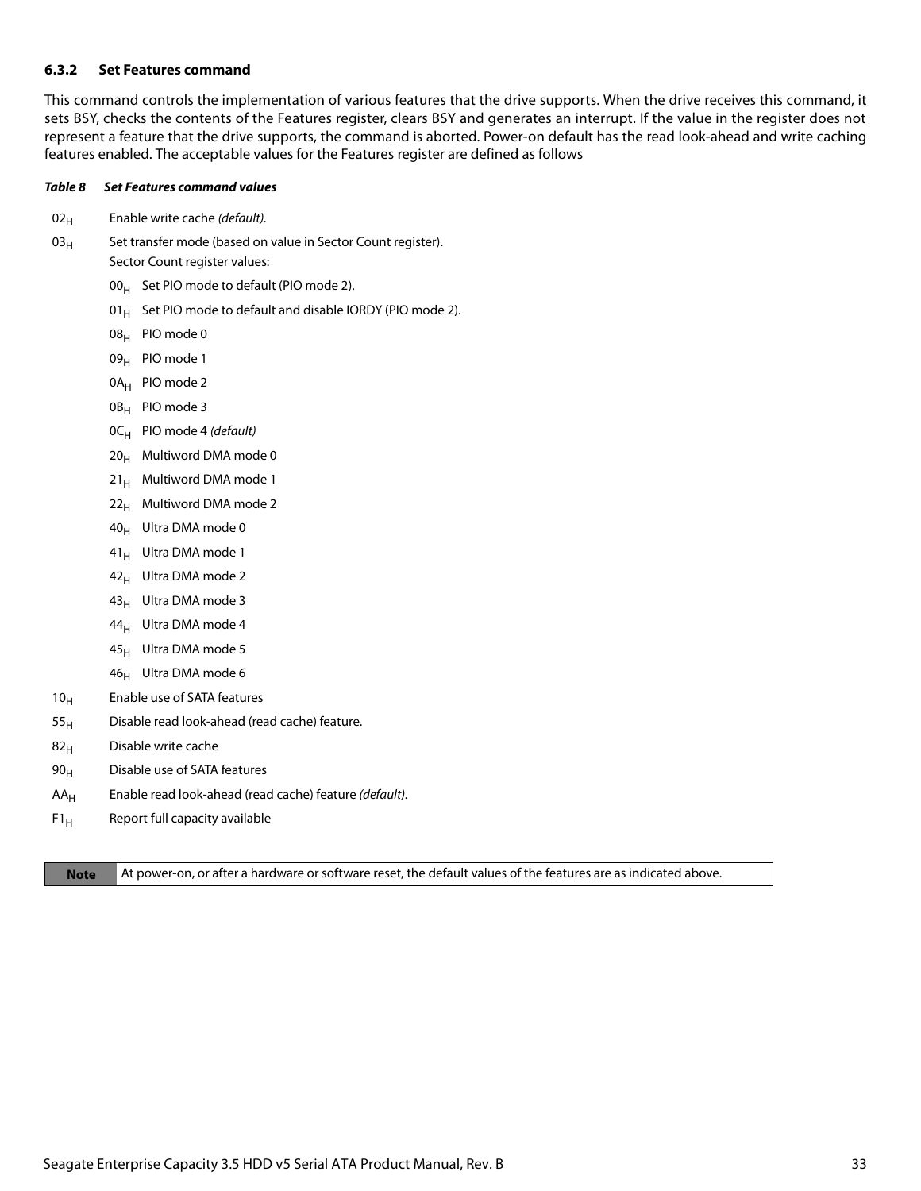### 6.3.2 Set Features command

This command controls the implementation of various features that the drive supports. When the drive receives this command, it sets BSY, checks the contents of the Features register, clears BSY and generates an interrupt. If the value in the register does not represent a feature that the drive supports, the command is aborted. Power-on default has the read look-ahead and write caching features enabled. The acceptable values for the Features register are defined as follows

***Table 8 Set Features command values***

| Value | Description |
|---|---|
| $02_H$ | Enable write cache *(default).* |
| $03_H$ | Set transfer mode (based on value in Sector Count register). Sector Count register values: |
| | $00_H$ Set PIO mode to default (PIO mode 2). |
| | $01_H$ Set PIO mode to default and disable IORDY (PIO mode 2). |
| | $08_H$ PIO mode 0 |
| | $09_H$ PIO mode 1 |
| | $0A_H$ PIO mode 2 |
| | $0B_H$ PIO mode 3 |
| | $0C_H$ PIO mode 4 *(default)* |
| | $20_H$ Multiword DMA mode 0 |
| | $21_H$ Multiword DMA mode 1 |
| | $22_H$ Multiword DMA mode 2 |
| | $40_H$ Ultra DMA mode 0 |
| | $41_H$ Ultra DMA mode 1 |
| | $42_H$ Ultra DMA mode 2 |
| | $43_H$ Ultra DMA mode 3 |
| | $44_H$ Ultra DMA mode 4 |
| | $45_H$ Ultra DMA mode 5 |
| | $46_H$ Ultra DMA mode 6 |
| $10_H$ | Enable use of SATA features |
| $55_H$ | Disable read look-ahead (read cache) feature. |
| $82_H$ | Disable write cache |
| $90_H$ | Disable use of SATA features |
| $AA_H$ | Enable read look-ahead (read cache) feature *(default).* |
| $F1_H$ | Report full capacity available |

| **Note** | At power-on, or after a hardware or software reset, the default values of the features are as indicated above. |
|---|---|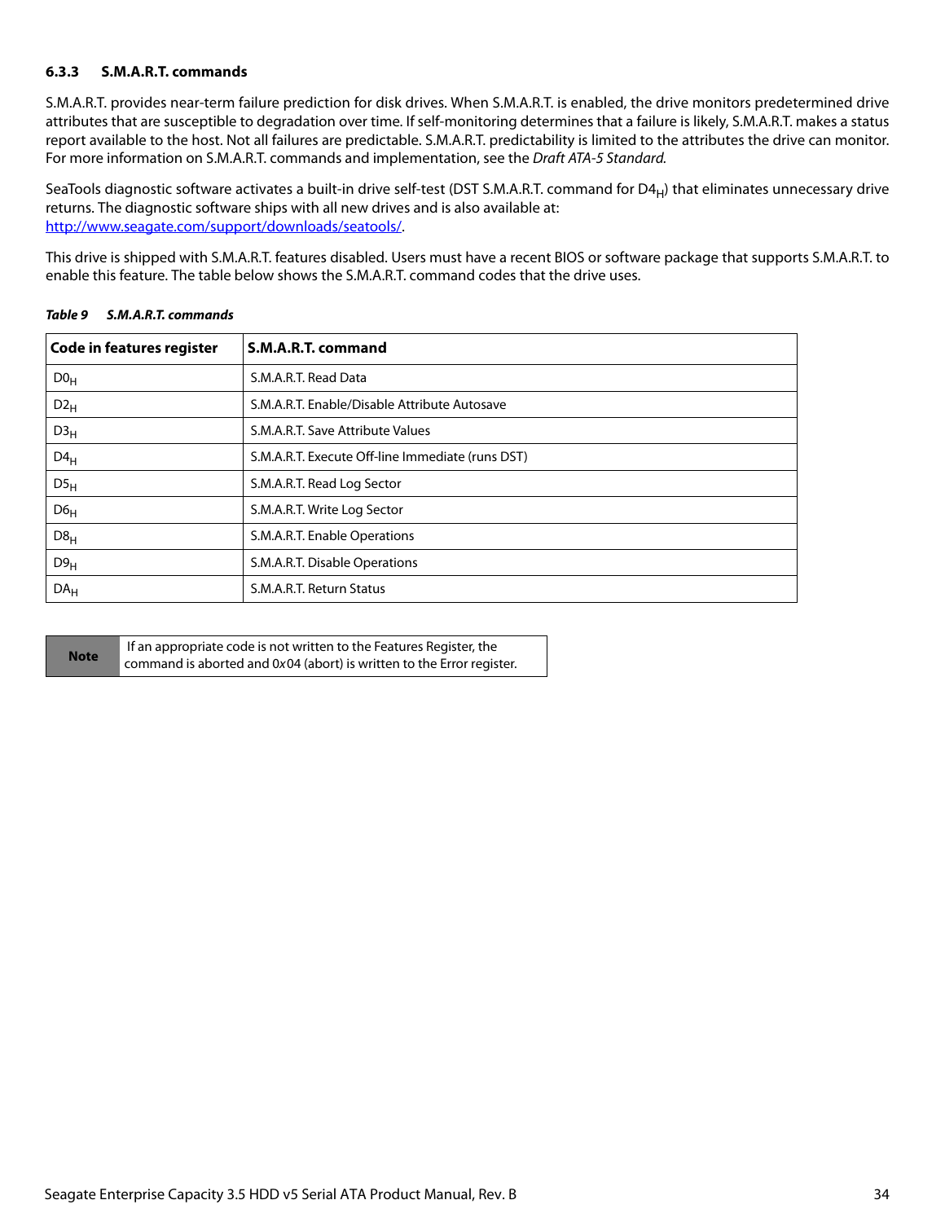### 6.3.3 S.M.A.R.T. commands

S.M.A.R.T. provides near-term failure prediction for disk drives. When S.M.A.R.T. is enabled, the drive monitors predetermined drive attributes that are susceptible to degradation over time. If self-monitoring determines that a failure is likely, S.M.A.R.T. makes a status report available to the host. Not all failures are predictable. S.M.A.R.T. predictability is limited to the attributes the drive can monitor. For more information on S.M.A.R.T. commands and implementation, see the *Draft ATA-5 Standard.*

SeaTools diagnostic software activates a built-in drive self-test (DST S.M.A.R.T. command for $D4_H$) that eliminates unnecessary drive returns. The diagnostic software ships with all new drives and is also available at: http://www.seagate.com/support/downloads/seatools/.

This drive is shipped with S.M.A.R.T. features disabled. Users must have a recent BIOS or software package that supports S.M.A.R.T. to enable this feature. The table below shows the S.M.A.R.T. command codes that the drive uses.

***Table 9 S.M.A.R.T. commands***

| Code in features register | S.M.A.R.T. command |
|---|---|
| $D0_H$ | S.M.A.R.T. Read Data |
| $D2_H$ | S.M.A.R.T. Enable/Disable Attribute Autosave |
| $D3_H$ | S.M.A.R.T. Save Attribute Values |
| $D4_H$ | S.M.A.R.T. Execute Off-line Immediate (runs DST) |
| $D5_H$ | S.M.A.R.T. Read Log Sector |
| $D6_H$ | S.M.A.R.T. Write Log Sector |
| $D8_H$ | S.M.A.R.T. Enable Operations |
| $D9_H$ | S.M.A.R.T. Disable Operations |
| $DA_H$ | S.M.A.R.T. Return Status |

**Note** If an appropriate code is not written to the Features Register, the command is aborted and 0x04 (abort) is written to the Error register.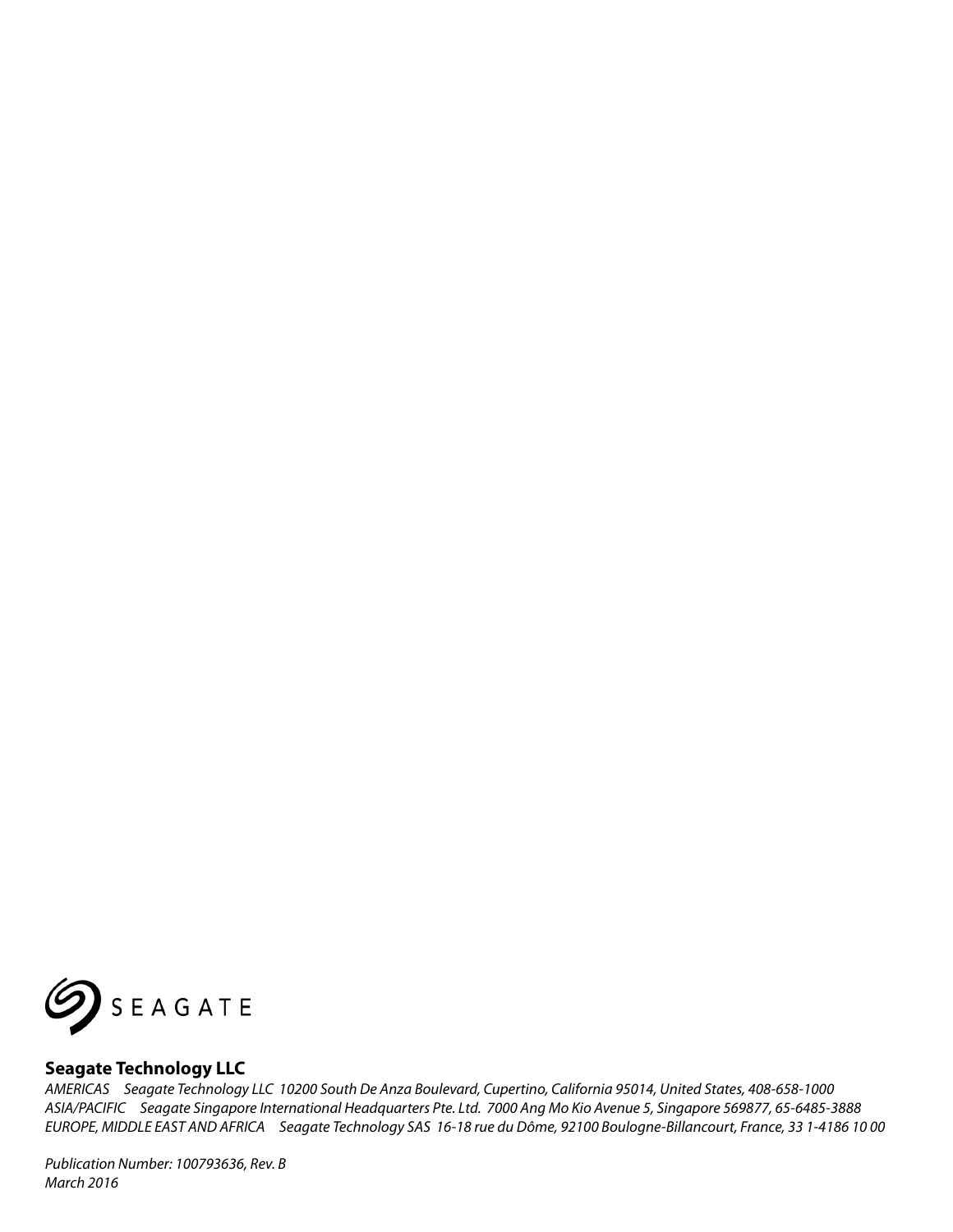SEAGATE

**Seagate Technology LLC**

*AMERICAS Seagate Technology LLC 10200 South De Anza Boulevard, Cupertino, California 95014, United States, 408-658-1000*
*ASIA/PACIFIC Seagate Singapore International Headquarters Pte. Ltd. 7000 Ang Mo Kio Avenue 5, Singapore 569877, 65-6485-3888*
*EUROPE, MIDDLE EAST AND AFRICA Seagate Technology SAS 16-18 rue du Dôme, 92100 Boulogne-Billancourt, France, 33 1-4186 10 00*

*Publication Number: 100793636, Rev. B*
*March 2016*